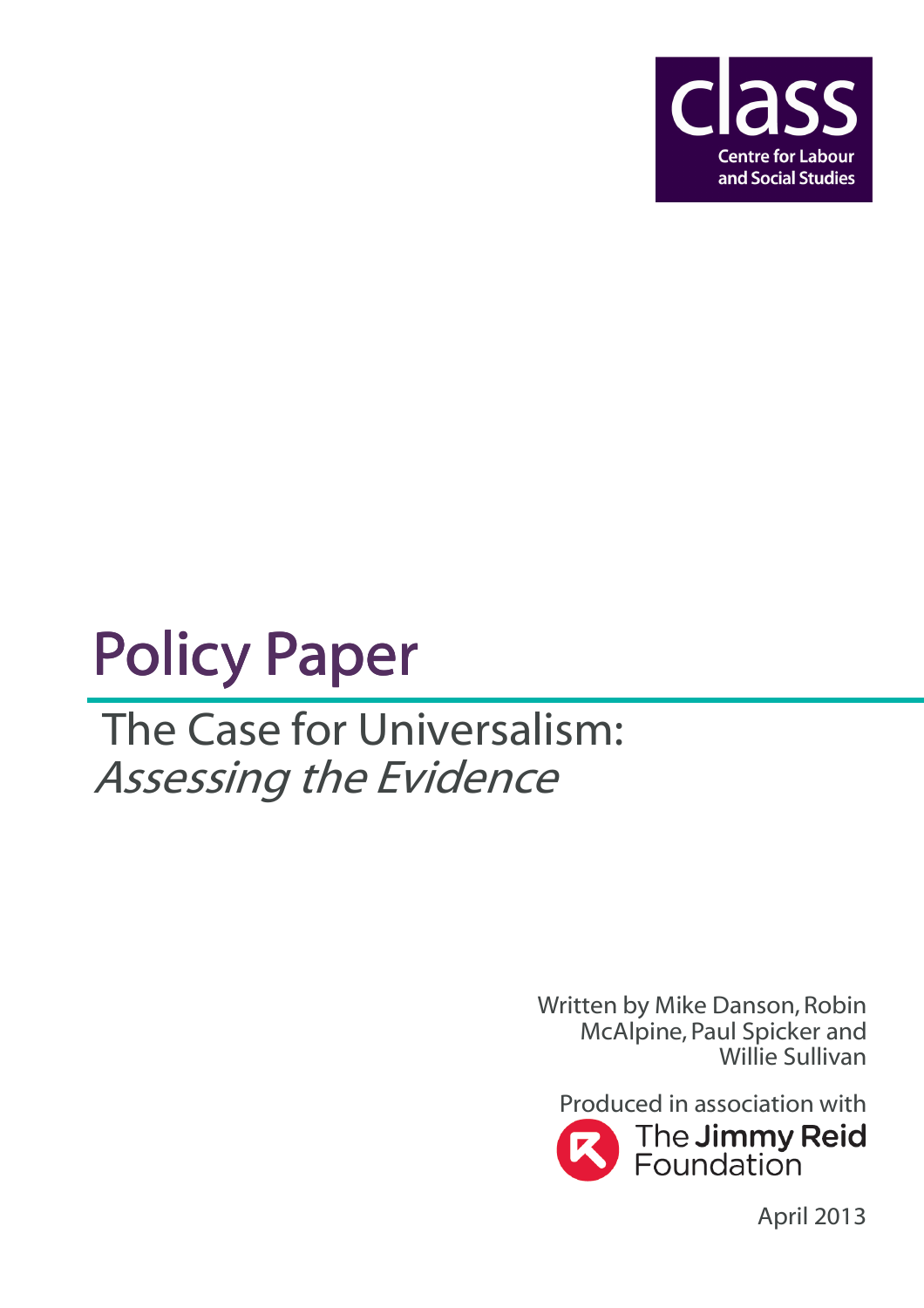class

Centre for Labour and Social Studies

# Policy Paper

## The Case for Universalism: *Assessing the Evidence*

Written by Mike Danson, Robin McAlpine, Paul Spicker and Willie Sullivan

Produced in association with The Jimmy Reid Foundation

April 2013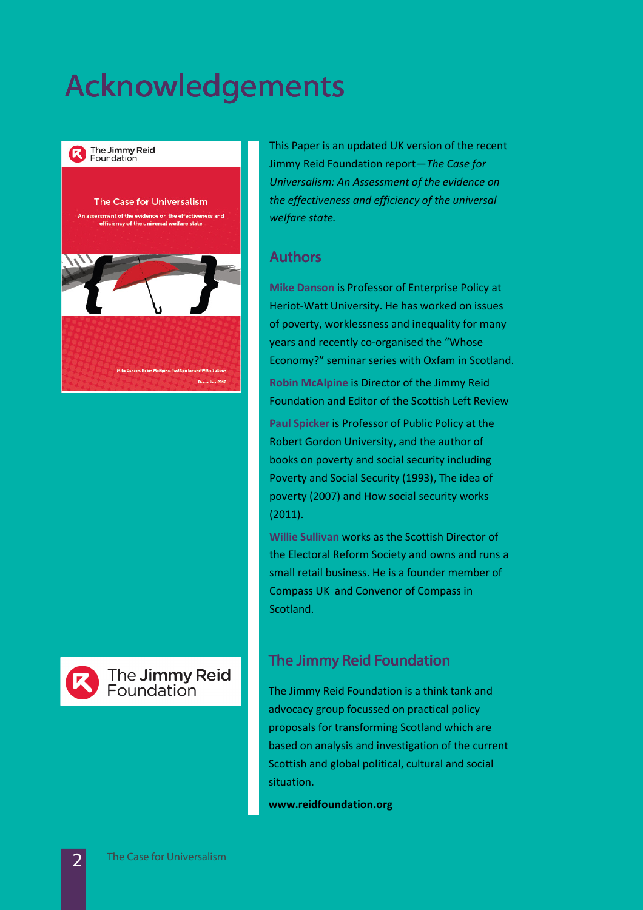# Acknowledgements

This Paper is an updated UK version of the recent Jimmy Reid Foundation report—*The Case for Universalism: An Assessment of the evidence on the effectiveness and efficiency of the universal welfare state.*

## Authors

**Mike Danson** is Professor of Enterprise Policy at Heriot-Watt University. He has worked on issues of poverty, worklessness and inequality for many years and recently co-organised the "Whose Economy?" seminar series with Oxfam in Scotland.

**Robin McAlpine** is Director of the Jimmy Reid Foundation and Editor of the Scottish Left Review

**Paul Spicker** is Professor of Public Policy at the Robert Gordon University, and the author of books on poverty and social security including Poverty and Social Security (1993), The idea of poverty (2007) and How social security works (2011).

**Willie Sullivan** works as the Scottish Director of the Electoral Reform Society and owns and runs a small retail business. He is a founder member of Compass UK and Convenor of Compass in Scotland.

## The Jimmy Reid Foundation

The Jimmy Reid Foundation is a think tank and advocacy group focussed on practical policy proposals for transforming Scotland which are based on analysis and investigation of the current Scottish and global political, cultural and social situation.

**www.reidfoundation.org**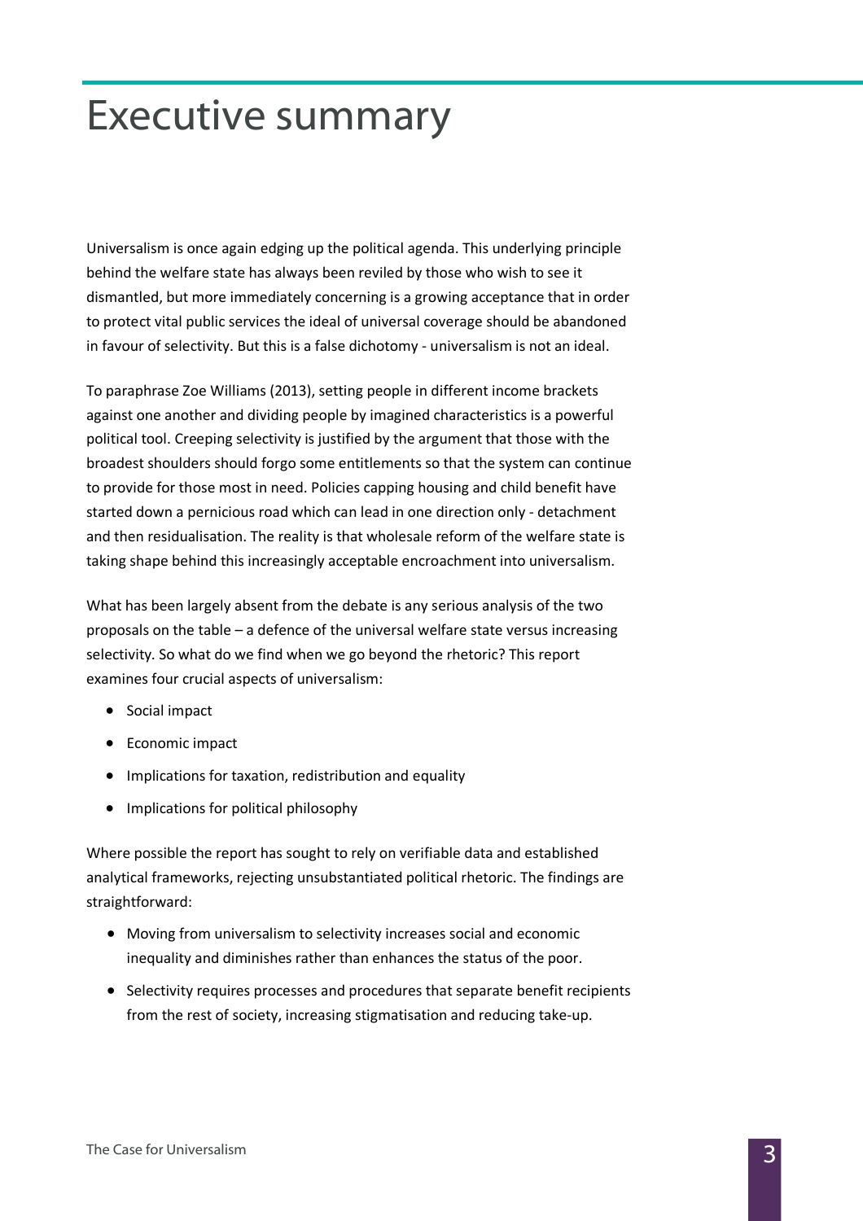# Executive summary

Universalism is once again edging up the political agenda. This underlying principle behind the welfare state has always been reviled by those who wish to see it dismantled, but more immediately concerning is a growing acceptance that in order to protect vital public services the ideal of universal coverage should be abandoned in favour of selectivity. But this is a false dichotomy - universalism is not an ideal.

To paraphrase Zoe Williams (2013), setting people in different income brackets against one another and dividing people by imagined characteristics is a powerful political tool. Creeping selectivity is justified by the argument that those with the broadest shoulders should forgo some entitlements so that the system can continue to provide for those most in need. Policies capping housing and child benefit have started down a pernicious road which can lead in one direction only - detachment and then residualisation. The reality is that wholesale reform of the welfare state is taking shape behind this increasingly acceptable encroachment into universalism.

What has been largely absent from the debate is any serious analysis of the two proposals on the table – a defence of the universal welfare state versus increasing selectivity. So what do we find when we go beyond the rhetoric? This report examines four crucial aspects of universalism:

- Social impact
- Economic impact
- Implications for taxation, redistribution and equality
- Implications for political philosophy

Where possible the report has sought to rely on verifiable data and established analytical frameworks, rejecting unsubstantiated political rhetoric. The findings are straightforward:

- Moving from universalism to selectivity increases social and economic inequality and diminishes rather than enhances the status of the poor.
- Selectivity requires processes and procedures that separate benefit recipients from the rest of society, increasing stigmatisation and reducing take-up.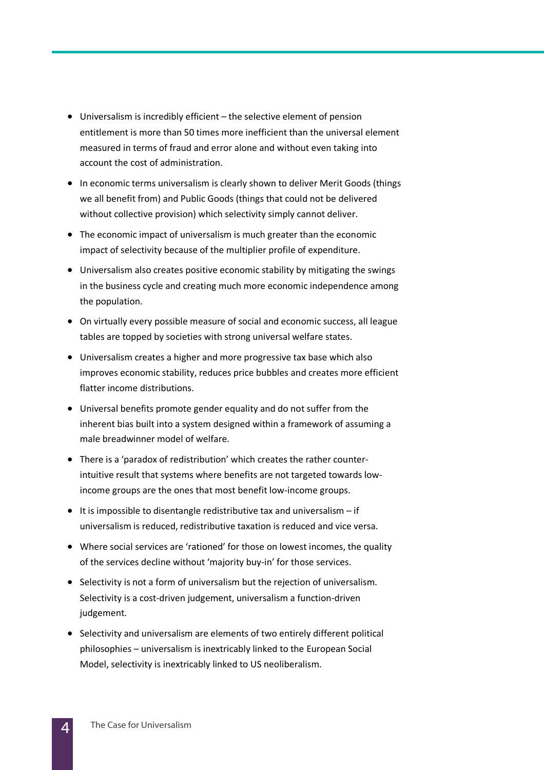- Universalism is incredibly efficient – the selective element of pension entitlement is more than 50 times more inefficient than the universal element measured in terms of fraud and error alone and without even taking into account the cost of administration.
- In economic terms universalism is clearly shown to deliver Merit Goods (things we all benefit from) and Public Goods (things that could not be delivered without collective provision) which selectivity simply cannot deliver.
- The economic impact of universalism is much greater than the economic impact of selectivity because of the multiplier profile of expenditure.
- Universalism also creates positive economic stability by mitigating the swings in the business cycle and creating much more economic independence among the population.
- On virtually every possible measure of social and economic success, all league tables are topped by societies with strong universal welfare states.
- Universalism creates a higher and more progressive tax base which also improves economic stability, reduces price bubbles and creates more efficient flatter income distributions.
- Universal benefits promote gender equality and do not suffer from the inherent bias built into a system designed within a framework of assuming a male breadwinner model of welfare.
- There is a 'paradox of redistribution' which creates the rather counter-intuitive result that systems where benefits are not targeted towards low-income groups are the ones that most benefit low-income groups.
- It is impossible to disentangle redistributive tax and universalism – if universalism is reduced, redistributive taxation is reduced and vice versa.
- Where social services are 'rationed' for those on lowest incomes, the quality of the services decline without 'majority buy-in' for those services.
- Selectivity is not a form of universalism but the rejection of universalism. Selectivity is a cost-driven judgement, universalism a function-driven judgement.
- Selectivity and universalism are elements of two entirely different political philosophies – universalism is inextricably linked to the European Social Model, selectivity is inextricably linked to US neoliberalism.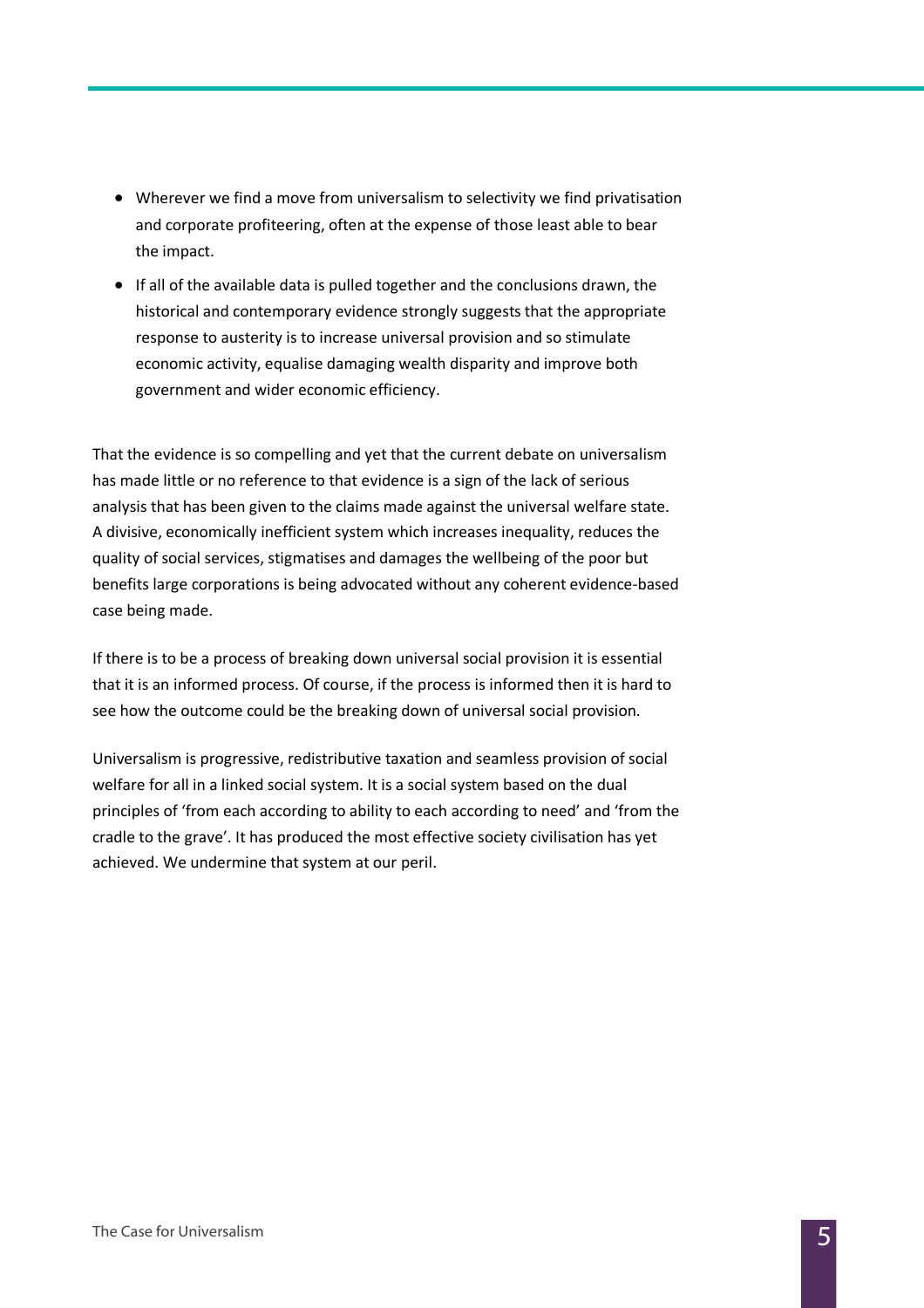- Wherever we find a move from universalism to selectivity we find privatisation and corporate profiteering, often at the expense of those least able to bear the impact.
- If all of the available data is pulled together and the conclusions drawn, the historical and contemporary evidence strongly suggests that the appropriate response to austerity is to increase universal provision and so stimulate economic activity, equalise damaging wealth disparity and improve both government and wider economic efficiency.

That the evidence is so compelling and yet that the current debate on universalism has made little or no reference to that evidence is a sign of the lack of serious analysis that has been given to the claims made against the universal welfare state. A divisive, economically inefficient system which increases inequality, reduces the quality of social services, stigmatises and damages the wellbeing of the poor but benefits large corporations is being advocated without any coherent evidence-based case being made.

If there is to be a process of breaking down universal social provision it is essential that it is an informed process. Of course, if the process is informed then it is hard to see how the outcome could be the breaking down of universal social provision.

Universalism is progressive, redistributive taxation and seamless provision of social welfare for all in a linked social system. It is a social system based on the dual principles of 'from each according to ability to each according to need' and 'from the cradle to the grave'. It has produced the most effective society civilisation has yet achieved. We undermine that system at our peril.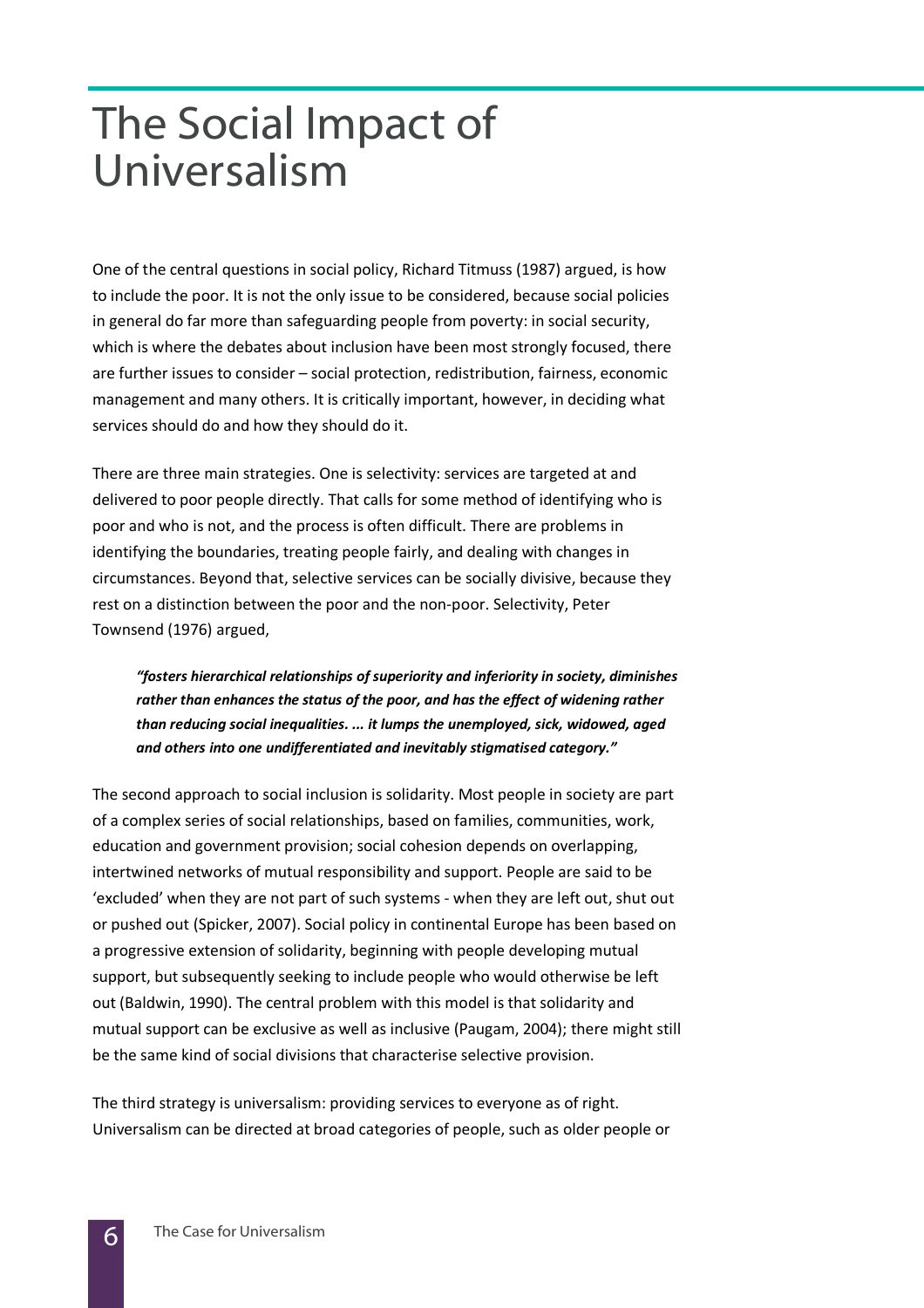# The Social Impact of Universalism

One of the central questions in social policy, Richard Titmuss (1987) argued, is how to include the poor. It is not the only issue to be considered, because social policies in general do far more than safeguarding people from poverty: in social security, which is where the debates about inclusion have been most strongly focused, there are further issues to consider – social protection, redistribution, fairness, economic management and many others. It is critically important, however, in deciding what services should do and how they should do it.

There are three main strategies. One is selectivity: services are targeted at and delivered to poor people directly. That calls for some method of identifying who is poor and who is not, and the process is often difficult. There are problems in identifying the boundaries, treating people fairly, and dealing with changes in circumstances. Beyond that, selective services can be socially divisive, because they rest on a distinction between the poor and the non-poor. Selectivity, Peter Townsend (1976) argued,

> ***"fosters hierarchical relationships of superiority and inferiority in society, diminishes rather than enhances the status of the poor, and has the effect of widening rather than reducing social inequalities. ... it lumps the unemployed, sick, widowed, aged and others into one undifferentiated and inevitably stigmatised category."***

The second approach to social inclusion is solidarity. Most people in society are part of a complex series of social relationships, based on families, communities, work, education and government provision; social cohesion depends on overlapping, intertwined networks of mutual responsibility and support. People are said to be 'excluded' when they are not part of such systems - when they are left out, shut out or pushed out (Spicker, 2007). Social policy in continental Europe has been based on a progressive extension of solidarity, beginning with people developing mutual support, but subsequently seeking to include people who would otherwise be left out (Baldwin, 1990). The central problem with this model is that solidarity and mutual support can be exclusive as well as inclusive (Paugam, 2004); there might still be the same kind of social divisions that characterise selective provision.

The third strategy is universalism: providing services to everyone as of right. Universalism can be directed at broad categories of people, such as older people or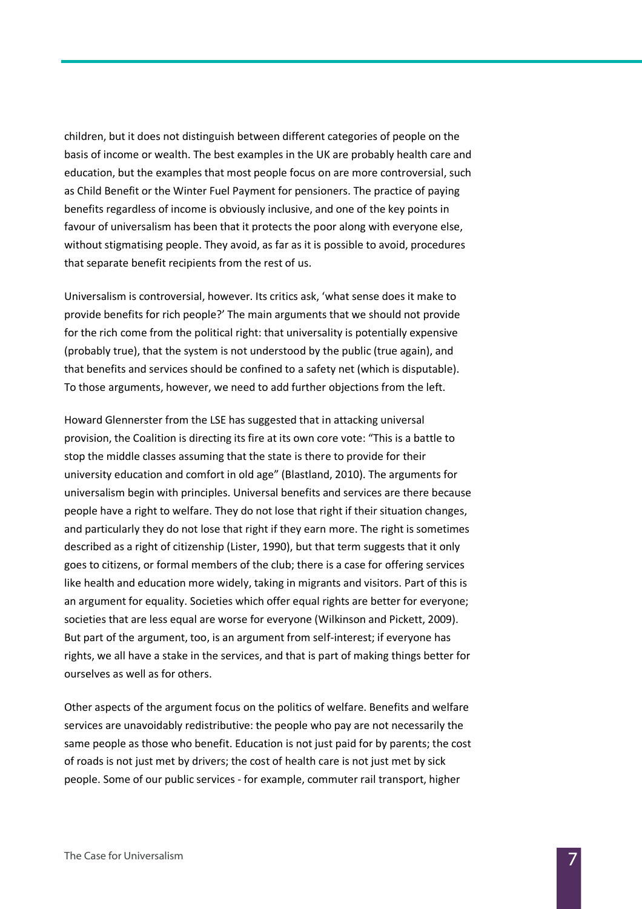children, but it does not distinguish between different categories of people on the basis of income or wealth. The best examples in the UK are probably health care and education, but the examples that most people focus on are more controversial, such as Child Benefit or the Winter Fuel Payment for pensioners. The practice of paying benefits regardless of income is obviously inclusive, and one of the key points in favour of universalism has been that it protects the poor along with everyone else, without stigmatising people. They avoid, as far as it is possible to avoid, procedures that separate benefit recipients from the rest of us.

Universalism is controversial, however. Its critics ask, 'what sense does it make to provide benefits for rich people?' The main arguments that we should not provide for the rich come from the political right: that universality is potentially expensive (probably true), that the system is not understood by the public (true again), and that benefits and services should be confined to a safety net (which is disputable). To those arguments, however, we need to add further objections from the left.

Howard Glennerster from the LSE has suggested that in attacking universal provision, the Coalition is directing its fire at its own core vote: "This is a battle to stop the middle classes assuming that the state is there to provide for their university education and comfort in old age" (Blastland, 2010). The arguments for universalism begin with principles. Universal benefits and services are there because people have a right to welfare. They do not lose that right if their situation changes, and particularly they do not lose that right if they earn more. The right is sometimes described as a right of citizenship (Lister, 1990), but that term suggests that it only goes to citizens, or formal members of the club; there is a case for offering services like health and education more widely, taking in migrants and visitors. Part of this is an argument for equality. Societies which offer equal rights are better for everyone; societies that are less equal are worse for everyone (Wilkinson and Pickett, 2009). But part of the argument, too, is an argument from self-interest; if everyone has rights, we all have a stake in the services, and that is part of making things better for ourselves as well as for others.

Other aspects of the argument focus on the politics of welfare. Benefits and welfare services are unavoidably redistributive: the people who pay are not necessarily the same people as those who benefit. Education is not just paid for by parents; the cost of roads is not just met by drivers; the cost of health care is not just met by sick people. Some of our public services - for example, commuter rail transport, higher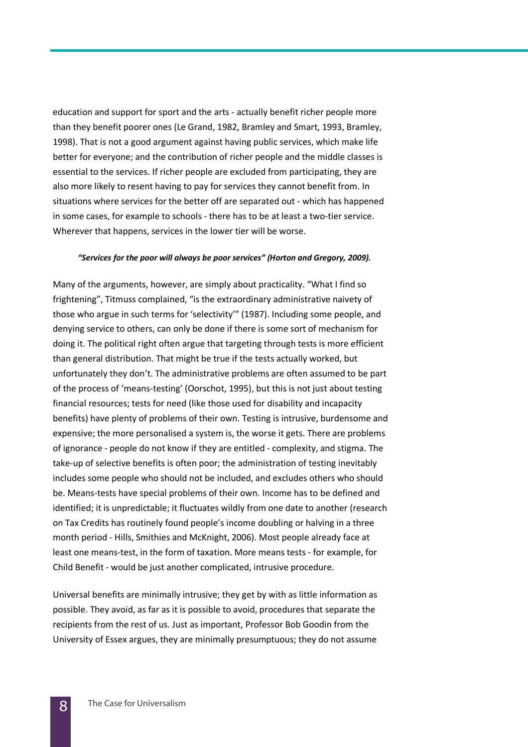education and support for sport and the arts - actually benefit richer people more than they benefit poorer ones (Le Grand, 1982, Bramley and Smart, 1993, Bramley, 1998). That is not a good argument against having public services, which make life better for everyone; and the contribution of richer people and the middle classes is essential to the services. If richer people are excluded from participating, they are also more likely to resent having to pay for services they cannot benefit from. In situations where services for the better off are separated out - which has happened in some cases, for example to schools - there has to be at least a two-tier service. Wherever that happens, services in the lower tier will be worse.

***"Services for the poor will always be poor services" (Horton and Gregory, 2009).***

Many of the arguments, however, are simply about practicality. "What I find so frightening", Titmuss complained, "is the extraordinary administrative naivety of those who argue in such terms for 'selectivity'" (1987). Including some people, and denying service to others, can only be done if there is some sort of mechanism for doing it. The political right often argue that targeting through tests is more efficient than general distribution. That might be true if the tests actually worked, but unfortunately they don't. The administrative problems are often assumed to be part of the process of 'means-testing' (Oorschot, 1995), but this is not just about testing financial resources; tests for need (like those used for disability and incapacity benefits) have plenty of problems of their own. Testing is intrusive, burdensome and expensive; the more personalised a system is, the worse it gets. There are problems of ignorance - people do not know if they are entitled - complexity, and stigma. The take-up of selective benefits is often poor; the administration of testing inevitably includes some people who should not be included, and excludes others who should be. Means-tests have special problems of their own. Income has to be defined and identified; it is unpredictable; it fluctuates wildly from one date to another (research on Tax Credits has routinely found people's income doubling or halving in a three month period - Hills, Smithies and McKnight, 2006). Most people already face at least one means-test, in the form of taxation. More means tests - for example, for Child Benefit - would be just another complicated, intrusive procedure.

Universal benefits are minimally intrusive; they get by with as little information as possible. They avoid, as far as it is possible to avoid, procedures that separate the recipients from the rest of us. Just as important, Professor Bob Goodin from the University of Essex argues, they are minimally presumptuous; they do not assume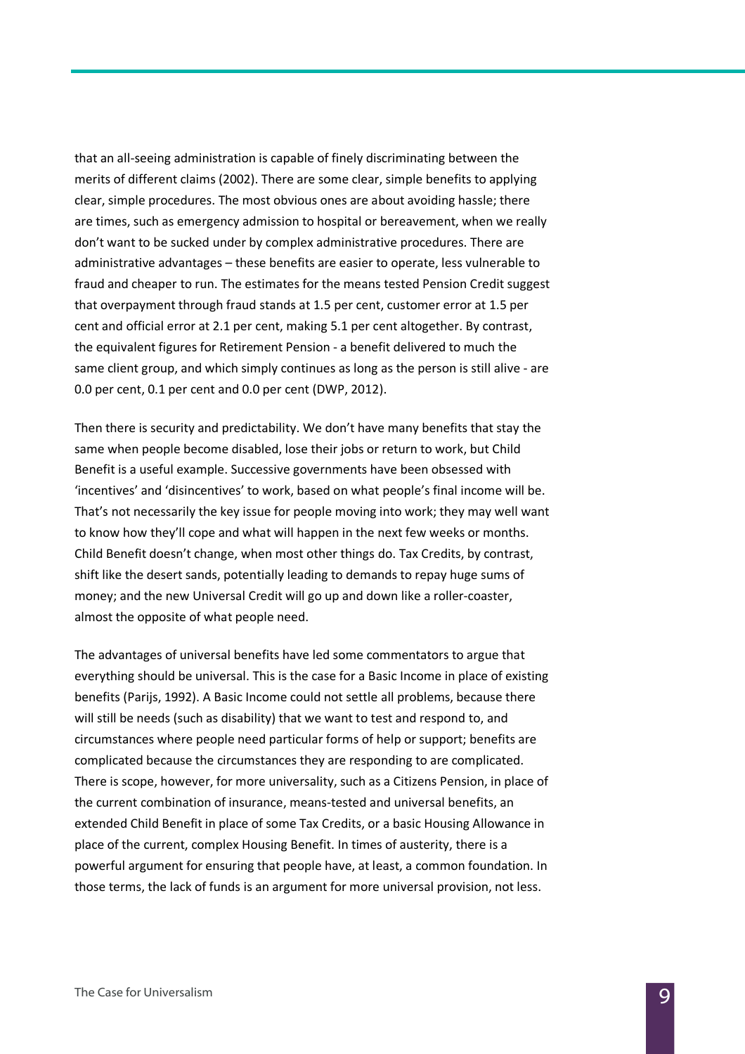that an all-seeing administration is capable of finely discriminating between the merits of different claims (2002). There are some clear, simple benefits to applying clear, simple procedures. The most obvious ones are about avoiding hassle; there are times, such as emergency admission to hospital or bereavement, when we really don't want to be sucked under by complex administrative procedures. There are administrative advantages – these benefits are easier to operate, less vulnerable to fraud and cheaper to run. The estimates for the means tested Pension Credit suggest that overpayment through fraud stands at 1.5 per cent, customer error at 1.5 per cent and official error at 2.1 per cent, making 5.1 per cent altogether. By contrast, the equivalent figures for Retirement Pension - a benefit delivered to much the same client group, and which simply continues as long as the person is still alive - are 0.0 per cent, 0.1 per cent and 0.0 per cent (DWP, 2012).

Then there is security and predictability. We don't have many benefits that stay the same when people become disabled, lose their jobs or return to work, but Child Benefit is a useful example. Successive governments have been obsessed with 'incentives' and 'disincentives' to work, based on what people's final income will be. That's not necessarily the key issue for people moving into work; they may well want to know how they'll cope and what will happen in the next few weeks or months. Child Benefit doesn't change, when most other things do. Tax Credits, by contrast, shift like the desert sands, potentially leading to demands to repay huge sums of money; and the new Universal Credit will go up and down like a roller-coaster, almost the opposite of what people need.

The advantages of universal benefits have led some commentators to argue that everything should be universal. This is the case for a Basic Income in place of existing benefits (Parijs, 1992). A Basic Income could not settle all problems, because there will still be needs (such as disability) that we want to test and respond to, and circumstances where people need particular forms of help or support; benefits are complicated because the circumstances they are responding to are complicated. There is scope, however, for more universality, such as a Citizens Pension, in place of the current combination of insurance, means-tested and universal benefits, an extended Child Benefit in place of some Tax Credits, or a basic Housing Allowance in place of the current, complex Housing Benefit. In times of austerity, there is a powerful argument for ensuring that people have, at least, a common foundation. In those terms, the lack of funds is an argument for more universal provision, not less.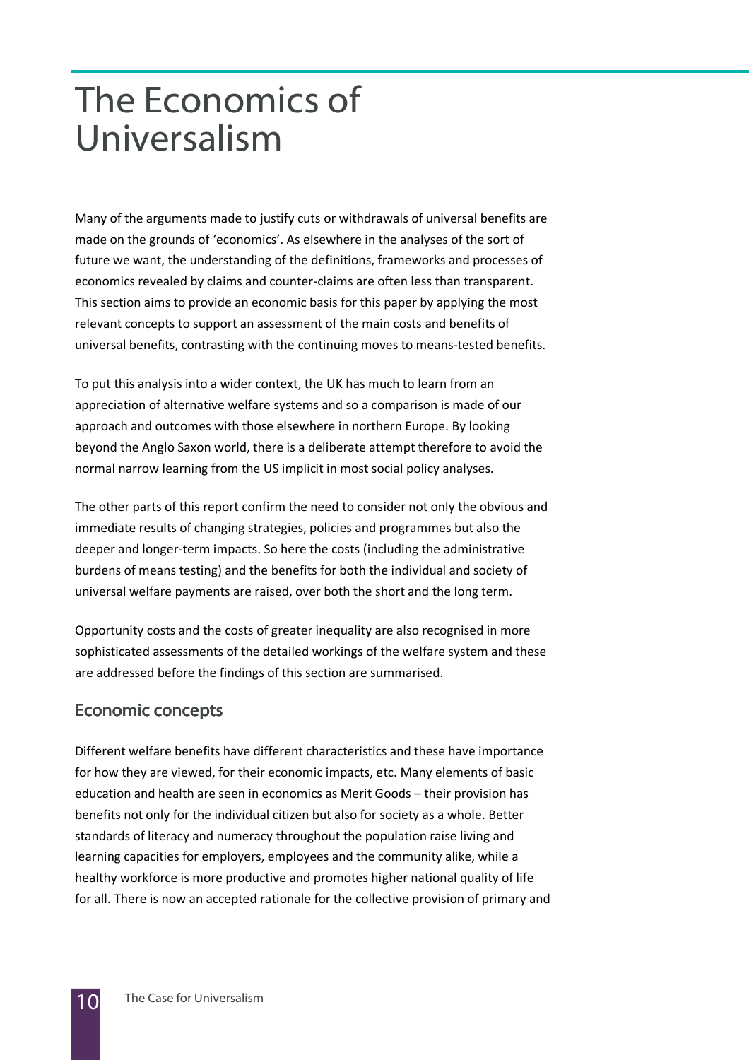# The Economics of Universalism

Many of the arguments made to justify cuts or withdrawals of universal benefits are made on the grounds of 'economics'. As elsewhere in the analyses of the sort of future we want, the understanding of the definitions, frameworks and processes of economics revealed by claims and counter-claims are often less than transparent. This section aims to provide an economic basis for this paper by applying the most relevant concepts to support an assessment of the main costs and benefits of universal benefits, contrasting with the continuing moves to means-tested benefits.

To put this analysis into a wider context, the UK has much to learn from an appreciation of alternative welfare systems and so a comparison is made of our approach and outcomes with those elsewhere in northern Europe. By looking beyond the Anglo Saxon world, there is a deliberate attempt therefore to avoid the normal narrow learning from the US implicit in most social policy analyses.

The other parts of this report confirm the need to consider not only the obvious and immediate results of changing strategies, policies and programmes but also the deeper and longer-term impacts. So here the costs (including the administrative burdens of means testing) and the benefits for both the individual and society of universal welfare payments are raised, over both the short and the long term.

Opportunity costs and the costs of greater inequality are also recognised in more sophisticated assessments of the detailed workings of the welfare system and these are addressed before the findings of this section are summarised.

## Economic concepts

Different welfare benefits have different characteristics and these have importance for how they are viewed, for their economic impacts, etc. Many elements of basic education and health are seen in economics as Merit Goods – their provision has benefits not only for the individual citizen but also for society as a whole. Better standards of literacy and numeracy throughout the population raise living and learning capacities for employers, employees and the community alike, while a healthy workforce is more productive and promotes higher national quality of life for all. There is now an accepted rationale for the collective provision of primary and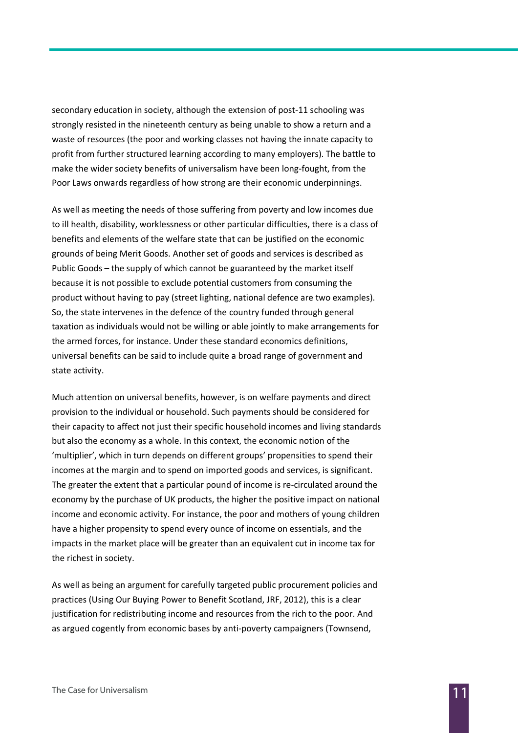secondary education in society, although the extension of post-11 schooling was strongly resisted in the nineteenth century as being unable to show a return and a waste of resources (the poor and working classes not having the innate capacity to profit from further structured learning according to many employers). The battle to make the wider society benefits of universalism have been long-fought, from the Poor Laws onwards regardless of how strong are their economic underpinnings.

As well as meeting the needs of those suffering from poverty and low incomes due to ill health, disability, worklessness or other particular difficulties, there is a class of benefits and elements of the welfare state that can be justified on the economic grounds of being Merit Goods. Another set of goods and services is described as Public Goods – the supply of which cannot be guaranteed by the market itself because it is not possible to exclude potential customers from consuming the product without having to pay (street lighting, national defence are two examples). So, the state intervenes in the defence of the country funded through general taxation as individuals would not be willing or able jointly to make arrangements for the armed forces, for instance. Under these standard economics definitions, universal benefits can be said to include quite a broad range of government and state activity.

Much attention on universal benefits, however, is on welfare payments and direct provision to the individual or household. Such payments should be considered for their capacity to affect not just their specific household incomes and living standards but also the economy as a whole. In this context, the economic notion of the 'multiplier', which in turn depends on different groups' propensities to spend their incomes at the margin and to spend on imported goods and services, is significant. The greater the extent that a particular pound of income is re-circulated around the economy by the purchase of UK products, the higher the positive impact on national income and economic activity. For instance, the poor and mothers of young children have a higher propensity to spend every ounce of income on essentials, and the impacts in the market place will be greater than an equivalent cut in income tax for the richest in society.

As well as being an argument for carefully targeted public procurement policies and practices (Using Our Buying Power to Benefit Scotland, JRF, 2012), this is a clear justification for redistributing income and resources from the rich to the poor. And as argued cogently from economic bases by anti-poverty campaigners (Townsend,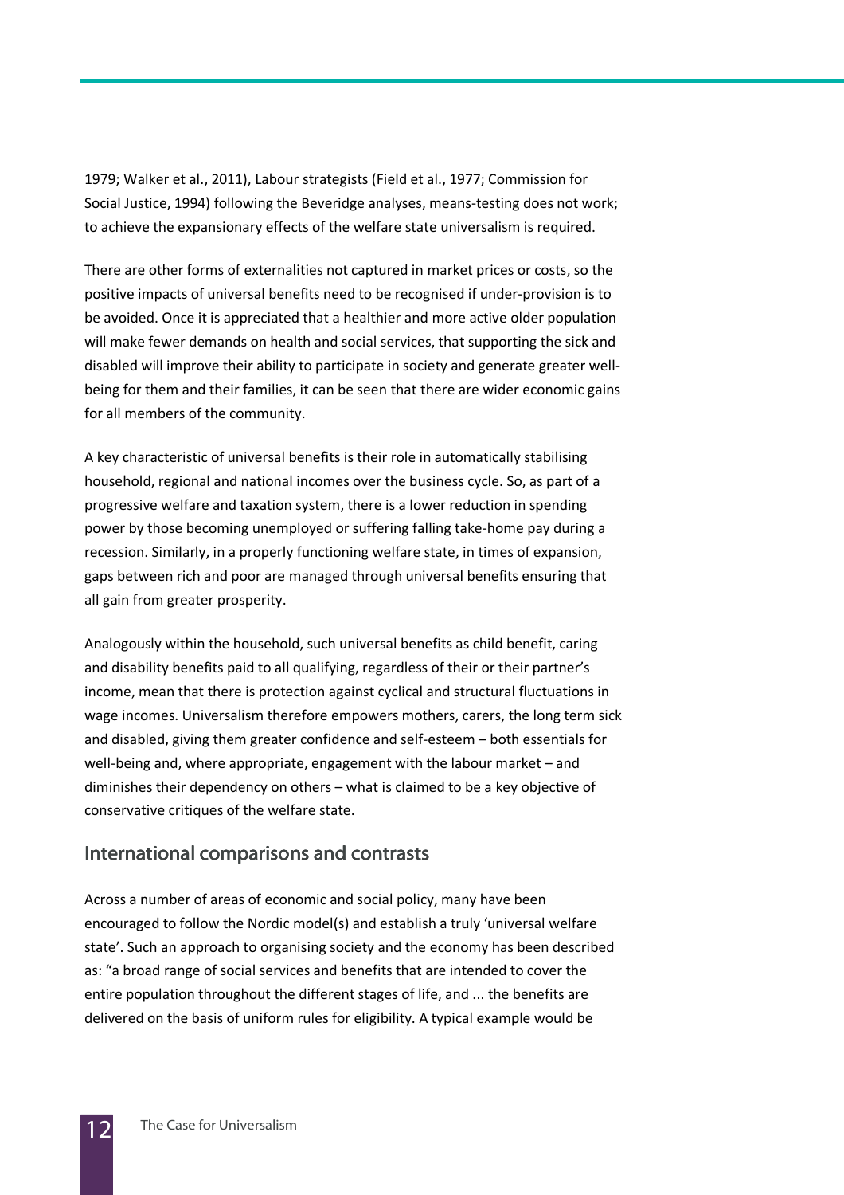1979; Walker et al., 2011), Labour strategists (Field et al., 1977; Commission for Social Justice, 1994) following the Beveridge analyses, means-testing does not work; to achieve the expansionary effects of the welfare state universalism is required.

There are other forms of externalities not captured in market prices or costs, so the positive impacts of universal benefits need to be recognised if under-provision is to be avoided. Once it is appreciated that a healthier and more active older population will make fewer demands on health and social services, that supporting the sick and disabled will improve their ability to participate in society and generate greater well-being for them and their families, it can be seen that there are wider economic gains for all members of the community.

A key characteristic of universal benefits is their role in automatically stabilising household, regional and national incomes over the business cycle. So, as part of a progressive welfare and taxation system, there is a lower reduction in spending power by those becoming unemployed or suffering falling take-home pay during a recession. Similarly, in a properly functioning welfare state, in times of expansion, gaps between rich and poor are managed through universal benefits ensuring that all gain from greater prosperity.

Analogously within the household, such universal benefits as child benefit, caring and disability benefits paid to all qualifying, regardless of their or their partner's income, mean that there is protection against cyclical and structural fluctuations in wage incomes. Universalism therefore empowers mothers, carers, the long term sick and disabled, giving them greater confidence and self-esteem – both essentials for well-being and, where appropriate, engagement with the labour market – and diminishes their dependency on others – what is claimed to be a key objective of conservative critiques of the welfare state.

## International comparisons and contrasts

Across a number of areas of economic and social policy, many have been encouraged to follow the Nordic model(s) and establish a truly 'universal welfare state'. Such an approach to organising society and the economy has been described as: "a broad range of social services and benefits that are intended to cover the entire population throughout the different stages of life, and ... the benefits are delivered on the basis of uniform rules for eligibility. A typical example would be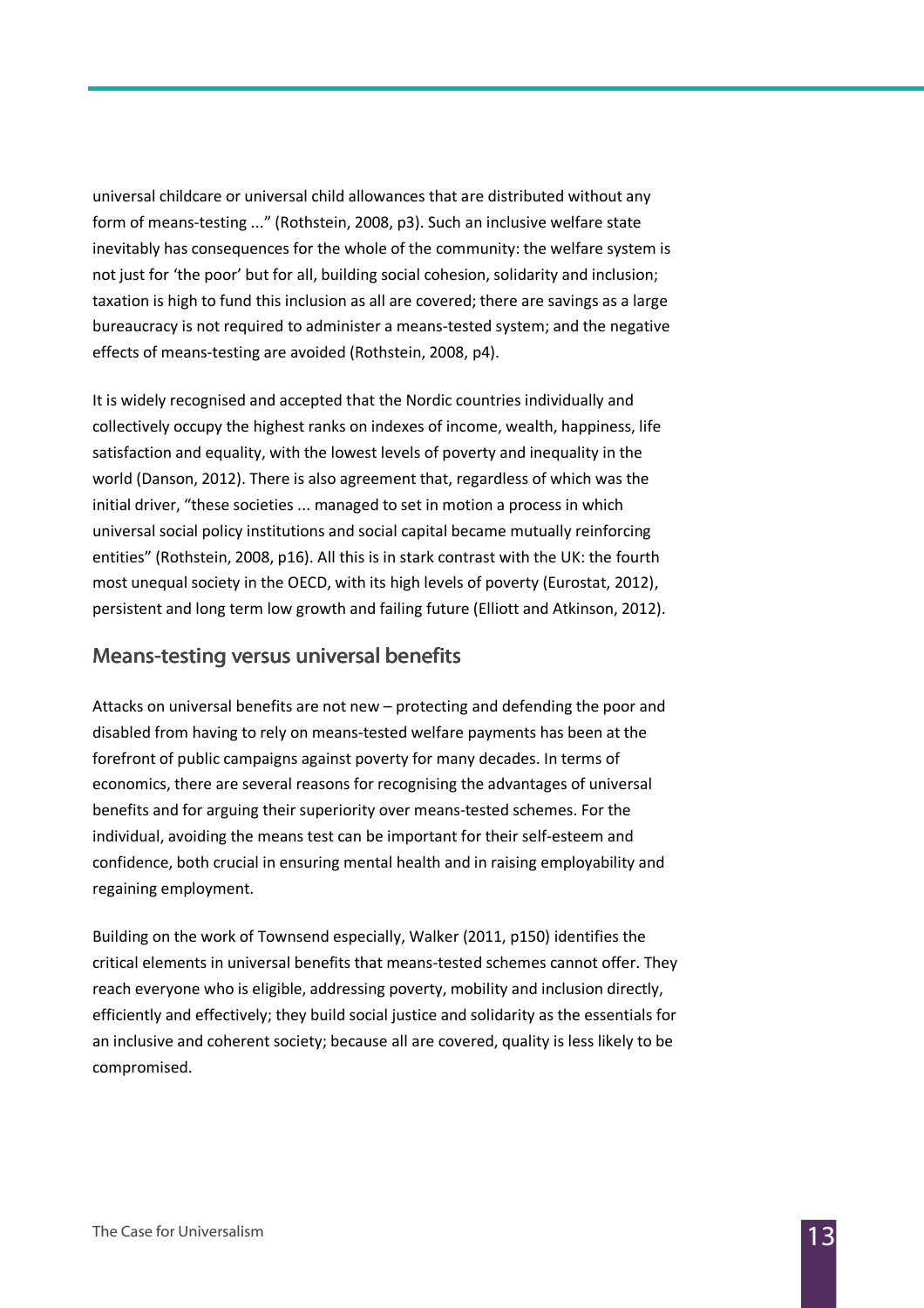universal childcare or universal child allowances that are distributed without any form of means-testing ..." (Rothstein, 2008, p3). Such an inclusive welfare state inevitably has consequences for the whole of the community: the welfare system is not just for 'the poor' but for all, building social cohesion, solidarity and inclusion; taxation is high to fund this inclusion as all are covered; there are savings as a large bureaucracy is not required to administer a means-tested system; and the negative effects of means-testing are avoided (Rothstein, 2008, p4).

It is widely recognised and accepted that the Nordic countries individually and collectively occupy the highest ranks on indexes of income, wealth, happiness, life satisfaction and equality, with the lowest levels of poverty and inequality in the world (Danson, 2012). There is also agreement that, regardless of which was the initial driver, "these societies ... managed to set in motion a process in which universal social policy institutions and social capital became mutually reinforcing entities" (Rothstein, 2008, p16). All this is in stark contrast with the UK: the fourth most unequal society in the OECD, with its high levels of poverty (Eurostat, 2012), persistent and long term low growth and failing future (Elliott and Atkinson, 2012).

## Means-testing versus universal benefits

Attacks on universal benefits are not new – protecting and defending the poor and disabled from having to rely on means-tested welfare payments has been at the forefront of public campaigns against poverty for many decades. In terms of economics, there are several reasons for recognising the advantages of universal benefits and for arguing their superiority over means-tested schemes. For the individual, avoiding the means test can be important for their self-esteem and confidence, both crucial in ensuring mental health and in raising employability and regaining employment.

Building on the work of Townsend especially, Walker (2011, p150) identifies the critical elements in universal benefits that means-tested schemes cannot offer. They reach everyone who is eligible, addressing poverty, mobility and inclusion directly, efficiently and effectively; they build social justice and solidarity as the essentials for an inclusive and coherent society; because all are covered, quality is less likely to be compromised.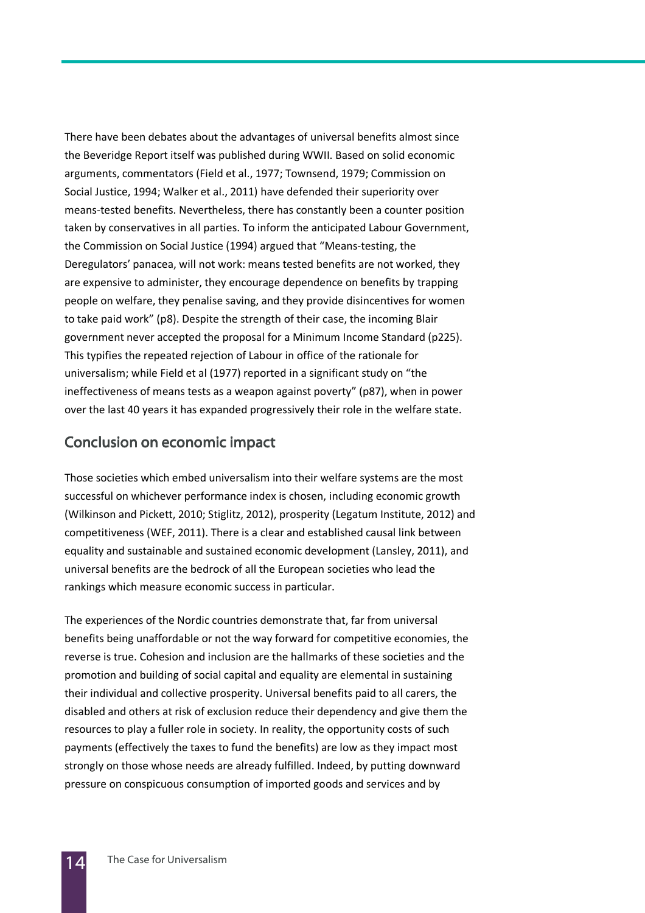There have been debates about the advantages of universal benefits almost since the Beveridge Report itself was published during WWII. Based on solid economic arguments, commentators (Field et al., 1977; Townsend, 1979; Commission on Social Justice, 1994; Walker et al., 2011) have defended their superiority over means-tested benefits. Nevertheless, there has constantly been a counter position taken by conservatives in all parties. To inform the anticipated Labour Government, the Commission on Social Justice (1994) argued that "Means-testing, the Deregulators' panacea, will not work: means tested benefits are not worked, they are expensive to administer, they encourage dependence on benefits by trapping people on welfare, they penalise saving, and they provide disincentives for women to take paid work" (p8). Despite the strength of their case, the incoming Blair government never accepted the proposal for a Minimum Income Standard (p225). This typifies the repeated rejection of Labour in office of the rationale for universalism; while Field et al (1977) reported in a significant study on "the ineffectiveness of means tests as a weapon against poverty" (p87), when in power over the last 40 years it has expanded progressively their role in the welfare state.

## Conclusion on economic impact

Those societies which embed universalism into their welfare systems are the most successful on whichever performance index is chosen, including economic growth (Wilkinson and Pickett, 2010; Stiglitz, 2012), prosperity (Legatum Institute, 2012) and competitiveness (WEF, 2011). There is a clear and established causal link between equality and sustainable and sustained economic development (Lansley, 2011), and universal benefits are the bedrock of all the European societies who lead the rankings which measure economic success in particular.

The experiences of the Nordic countries demonstrate that, far from universal benefits being unaffordable or not the way forward for competitive economies, the reverse is true. Cohesion and inclusion are the hallmarks of these societies and the promotion and building of social capital and equality are elemental in sustaining their individual and collective prosperity. Universal benefits paid to all carers, the disabled and others at risk of exclusion reduce their dependency and give them the resources to play a fuller role in society. In reality, the opportunity costs of such payments (effectively the taxes to fund the benefits) are low as they impact most strongly on those whose needs are already fulfilled. Indeed, by putting downward pressure on conspicuous consumption of imported goods and services and by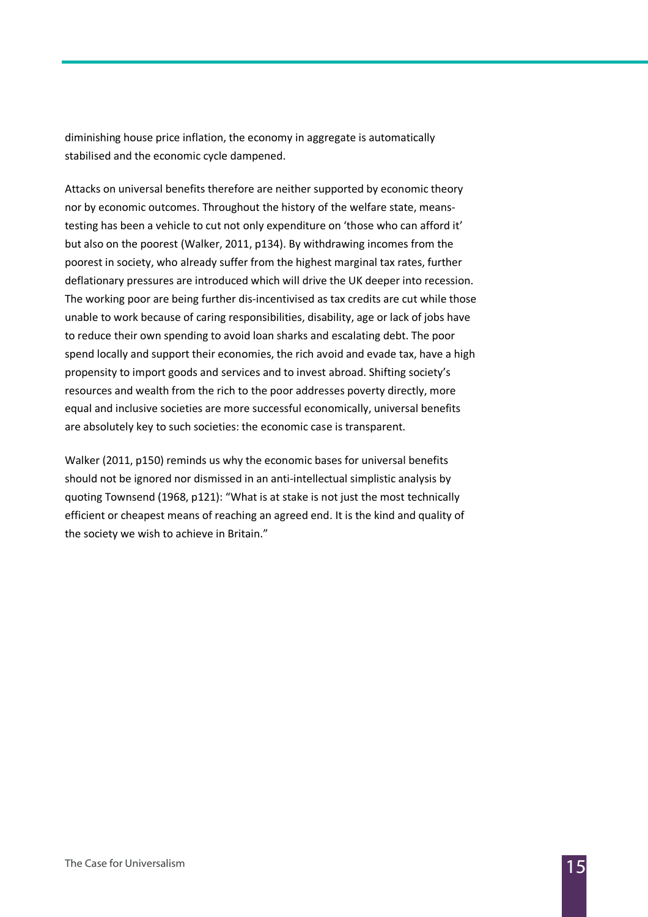diminishing house price inflation, the economy in aggregate is automatically stabilised and the economic cycle dampened.

Attacks on universal benefits therefore are neither supported by economic theory nor by economic outcomes. Throughout the history of the welfare state, means-testing has been a vehicle to cut not only expenditure on 'those who can afford it' but also on the poorest (Walker, 2011, p134). By withdrawing incomes from the poorest in society, who already suffer from the highest marginal tax rates, further deflationary pressures are introduced which will drive the UK deeper into recession. The working poor are being further dis-incentivised as tax credits are cut while those unable to work because of caring responsibilities, disability, age or lack of jobs have to reduce their own spending to avoid loan sharks and escalating debt. The poor spend locally and support their economies, the rich avoid and evade tax, have a high propensity to import goods and services and to invest abroad. Shifting society's resources and wealth from the rich to the poor addresses poverty directly, more equal and inclusive societies are more successful economically, universal benefits are absolutely key to such societies: the economic case is transparent.

Walker (2011, p150) reminds us why the economic bases for universal benefits should not be ignored nor dismissed in an anti-intellectual simplistic analysis by quoting Townsend (1968, p121): "What is at stake is not just the most technically efficient or cheapest means of reaching an agreed end. It is the kind and quality of the society we wish to achieve in Britain."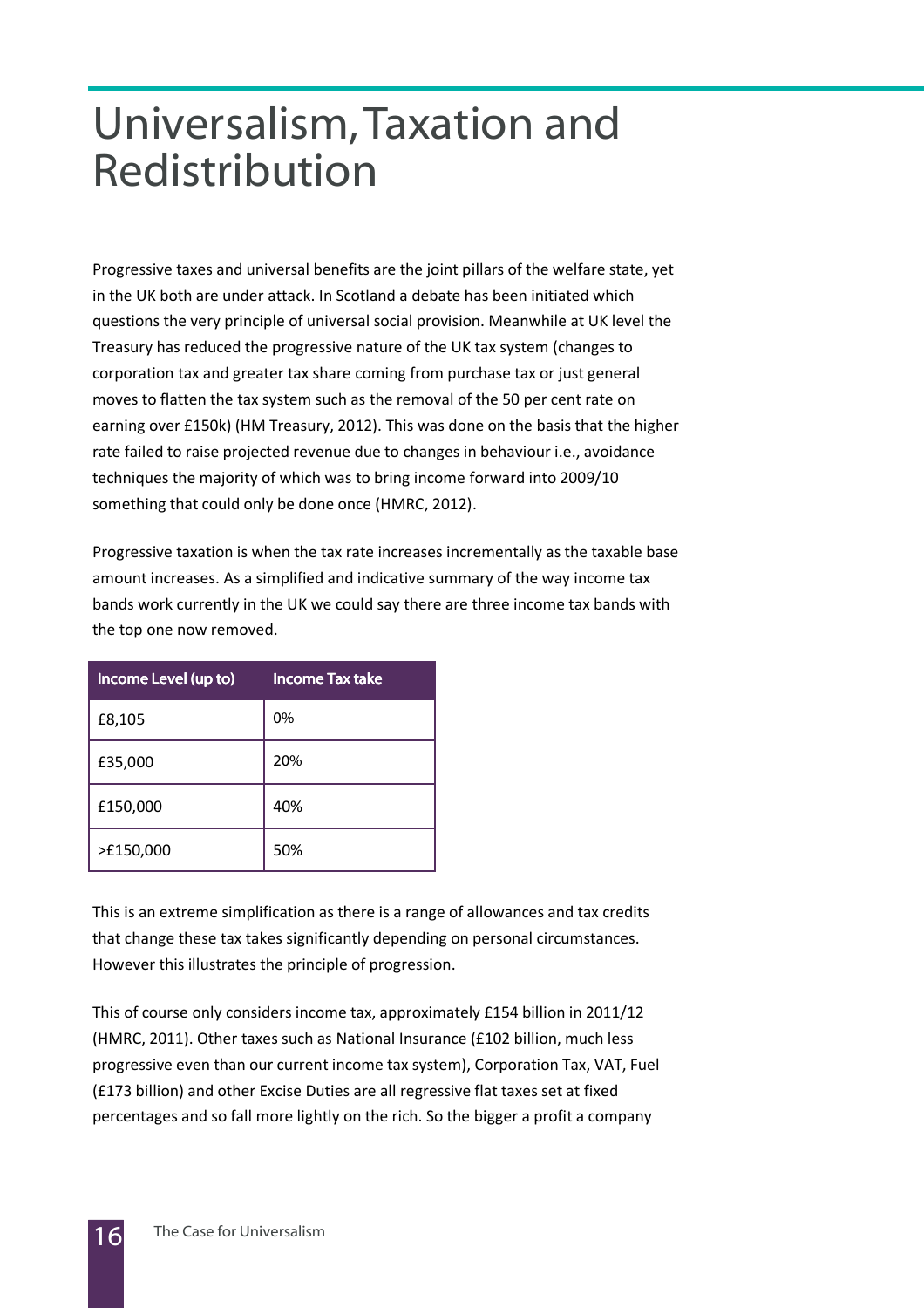# Universalism, Taxation and Redistribution

Progressive taxes and universal benefits are the joint pillars of the welfare state, yet in the UK both are under attack. In Scotland a debate has been initiated which questions the very principle of universal social provision. Meanwhile at UK level the Treasury has reduced the progressive nature of the UK tax system (changes to corporation tax and greater tax share coming from purchase tax or just general moves to flatten the tax system such as the removal of the 50 per cent rate on earning over £150k) (HM Treasury, 2012). This was done on the basis that the higher rate failed to raise projected revenue due to changes in behaviour i.e., avoidance techniques the majority of which was to bring income forward into 2009/10 something that could only be done once (HMRC, 2012).

Progressive taxation is when the tax rate increases incrementally as the taxable base amount increases. As a simplified and indicative summary of the way income tax bands work currently in the UK we could say there are three income tax bands with the top one now removed.

| Income Level (up to) | Income Tax take |
|---|---|
| £8,105 | 0% |
| £35,000 | 20% |
| £150,000 | 40% |
| >£150,000 | 50% |

This is an extreme simplification as there is a range of allowances and tax credits that change these tax takes significantly depending on personal circumstances. However this illustrates the principle of progression.

This of course only considers income tax, approximately £154 billion in 2011/12 (HMRC, 2011). Other taxes such as National Insurance (£102 billion, much less progressive even than our current income tax system), Corporation Tax, VAT, Fuel (£173 billion) and other Excise Duties are all regressive flat taxes set at fixed percentages and so fall more lightly on the rich. So the bigger a profit a company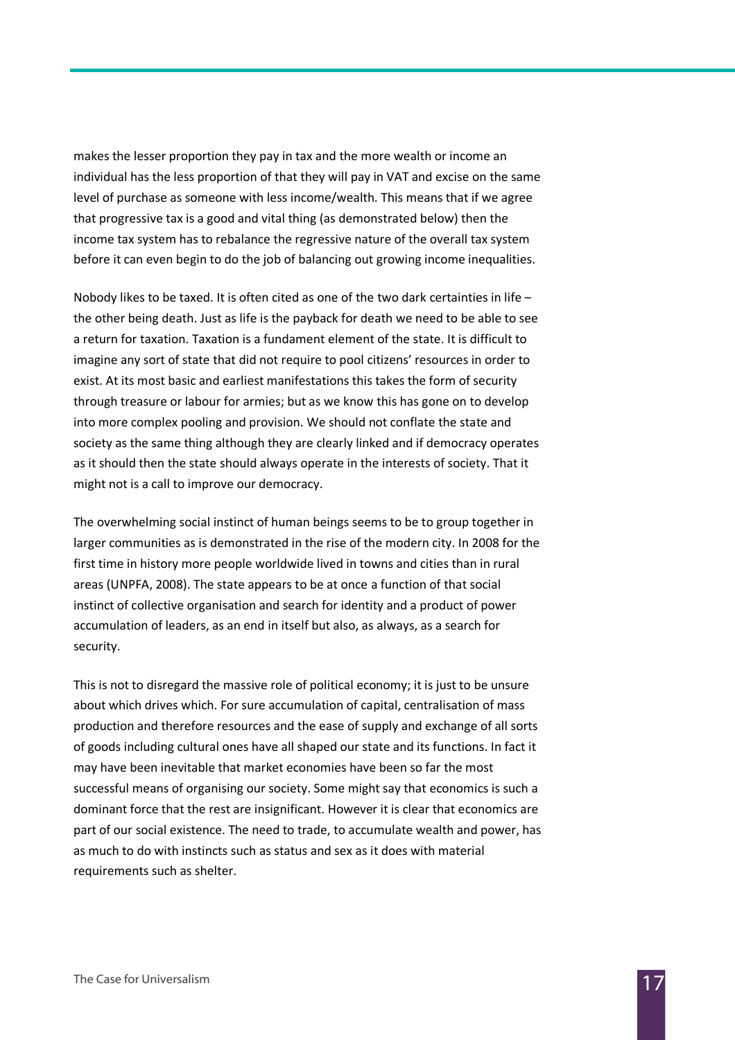makes the lesser proportion they pay in tax and the more wealth or income an individual has the less proportion of that they will pay in VAT and excise on the same level of purchase as someone with less income/wealth. This means that if we agree that progressive tax is a good and vital thing (as demonstrated below) then the income tax system has to rebalance the regressive nature of the overall tax system before it can even begin to do the job of balancing out growing income inequalities.

Nobody likes to be taxed. It is often cited as one of the two dark certainties in life – the other being death. Just as life is the payback for death we need to be able to see a return for taxation. Taxation is a fundament element of the state. It is difficult to imagine any sort of state that did not require to pool citizens' resources in order to exist. At its most basic and earliest manifestations this takes the form of security through treasure or labour for armies; but as we know this has gone on to develop into more complex pooling and provision. We should not conflate the state and society as the same thing although they are clearly linked and if democracy operates as it should then the state should always operate in the interests of society. That it might not is a call to improve our democracy.

The overwhelming social instinct of human beings seems to be to group together in larger communities as is demonstrated in the rise of the modern city. In 2008 for the first time in history more people worldwide lived in towns and cities than in rural areas (UNPFA, 2008). The state appears to be at once a function of that social instinct of collective organisation and search for identity and a product of power accumulation of leaders, as an end in itself but also, as always, as a search for security.

This is not to disregard the massive role of political economy; it is just to be unsure about which drives which. For sure accumulation of capital, centralisation of mass production and therefore resources and the ease of supply and exchange of all sorts of goods including cultural ones have all shaped our state and its functions. In fact it may have been inevitable that market economies have been so far the most successful means of organising our society. Some might say that economics is such a dominant force that the rest are insignificant. However it is clear that economics are part of our social existence. The need to trade, to accumulate wealth and power, has as much to do with instincts such as status and sex as it does with material requirements such as shelter.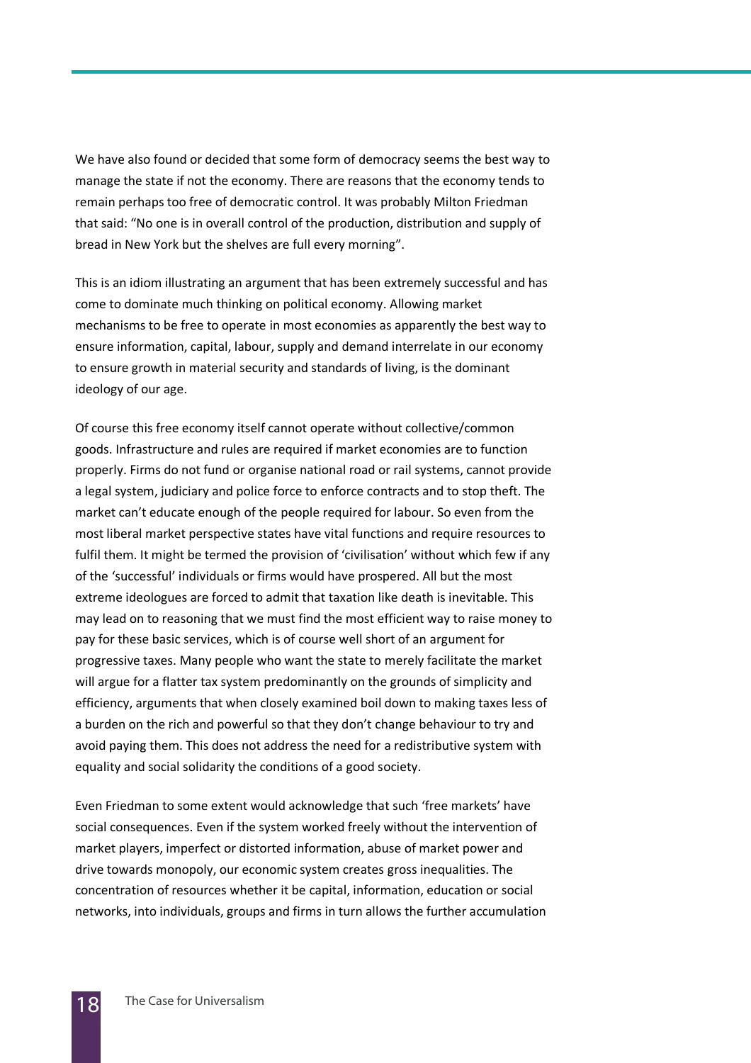We have also found or decided that some form of democracy seems the best way to manage the state if not the economy. There are reasons that the economy tends to remain perhaps too free of democratic control. It was probably Milton Friedman that said: "No one is in overall control of the production, distribution and supply of bread in New York but the shelves are full every morning".

This is an idiom illustrating an argument that has been extremely successful and has come to dominate much thinking on political economy. Allowing market mechanisms to be free to operate in most economies as apparently the best way to ensure information, capital, labour, supply and demand interrelate in our economy to ensure growth in material security and standards of living, is the dominant ideology of our age.

Of course this free economy itself cannot operate without collective/common goods. Infrastructure and rules are required if market economies are to function properly. Firms do not fund or organise national road or rail systems, cannot provide a legal system, judiciary and police force to enforce contracts and to stop theft. The market can't educate enough of the people required for labour. So even from the most liberal market perspective states have vital functions and require resources to fulfil them. It might be termed the provision of 'civilisation' without which few if any of the 'successful' individuals or firms would have prospered. All but the most extreme ideologues are forced to admit that taxation like death is inevitable. This may lead on to reasoning that we must find the most efficient way to raise money to pay for these basic services, which is of course well short of an argument for progressive taxes. Many people who want the state to merely facilitate the market will argue for a flatter tax system predominantly on the grounds of simplicity and efficiency, arguments that when closely examined boil down to making taxes less of a burden on the rich and powerful so that they don't change behaviour to try and avoid paying them. This does not address the need for a redistributive system with equality and social solidarity the conditions of a good society.

Even Friedman to some extent would acknowledge that such 'free markets' have social consequences. Even if the system worked freely without the intervention of market players, imperfect or distorted information, abuse of market power and drive towards monopoly, our economic system creates gross inequalities. The concentration of resources whether it be capital, information, education or social networks, into individuals, groups and firms in turn allows the further accumulation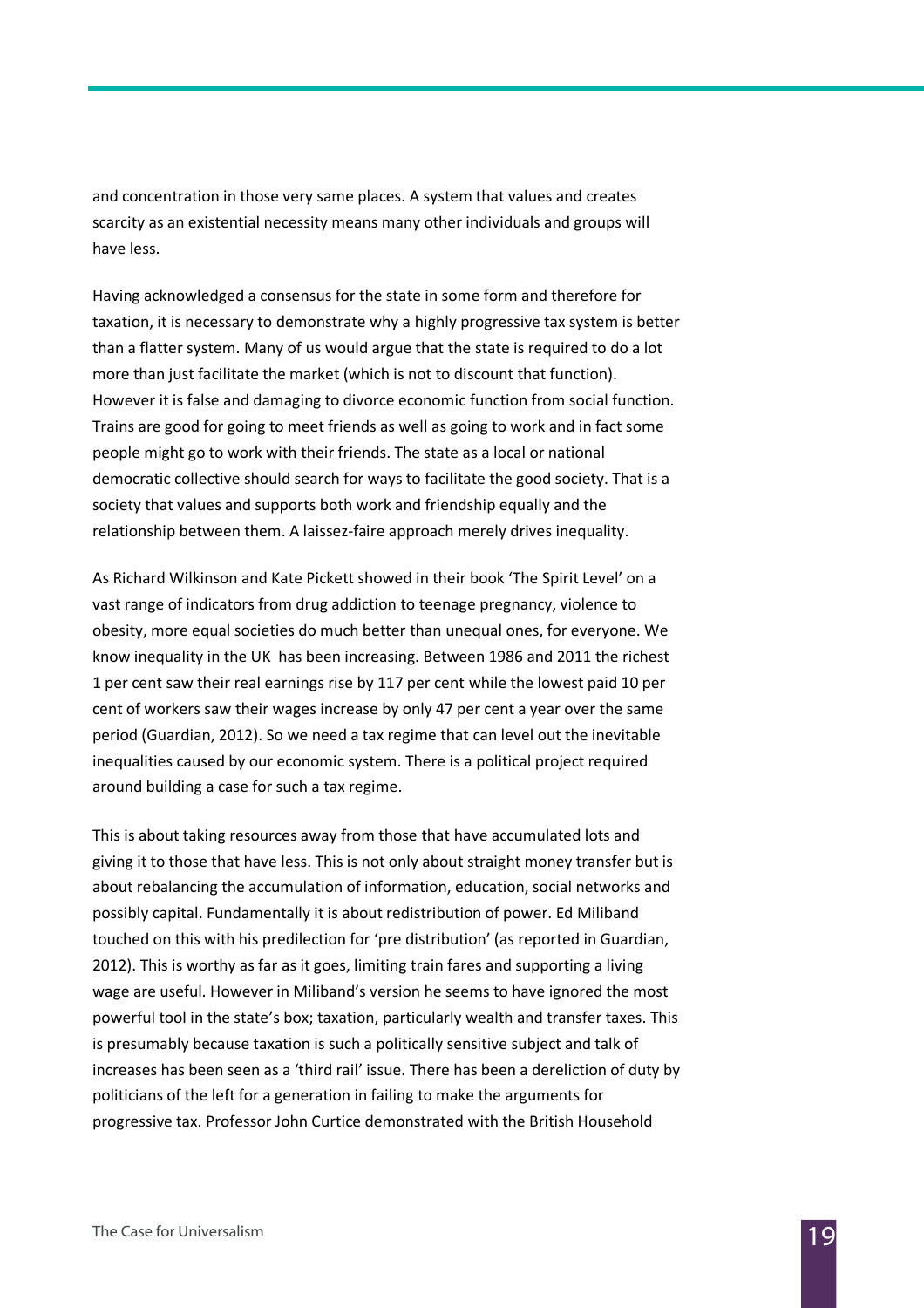and concentration in those very same places. A system that values and creates scarcity as an existential necessity means many other individuals and groups will have less.

Having acknowledged a consensus for the state in some form and therefore for taxation, it is necessary to demonstrate why a highly progressive tax system is better than a flatter system. Many of us would argue that the state is required to do a lot more than just facilitate the market (which is not to discount that function). However it is false and damaging to divorce economic function from social function. Trains are good for going to meet friends as well as going to work and in fact some people might go to work with their friends. The state as a local or national democratic collective should search for ways to facilitate the good society. That is a society that values and supports both work and friendship equally and the relationship between them. A laissez-faire approach merely drives inequality.

As Richard Wilkinson and Kate Pickett showed in their book 'The Spirit Level' on a vast range of indicators from drug addiction to teenage pregnancy, violence to obesity, more equal societies do much better than unequal ones, for everyone. We know inequality in the UK has been increasing. Between 1986 and 2011 the richest 1 per cent saw their real earnings rise by 117 per cent while the lowest paid 10 per cent of workers saw their wages increase by only 47 per cent a year over the same period (Guardian, 2012). So we need a tax regime that can level out the inevitable inequalities caused by our economic system. There is a political project required around building a case for such a tax regime.

This is about taking resources away from those that have accumulated lots and giving it to those that have less. This is not only about straight money transfer but is about rebalancing the accumulation of information, education, social networks and possibly capital. Fundamentally it is about redistribution of power. Ed Miliband touched on this with his predilection for 'pre distribution' (as reported in Guardian, 2012). This is worthy as far as it goes, limiting train fares and supporting a living wage are useful. However in Miliband's version he seems to have ignored the most powerful tool in the state's box; taxation, particularly wealth and transfer taxes. This is presumably because taxation is such a politically sensitive subject and talk of increases has been seen as a 'third rail' issue. There has been a dereliction of duty by politicians of the left for a generation in failing to make the arguments for progressive tax. Professor John Curtice demonstrated with the British Household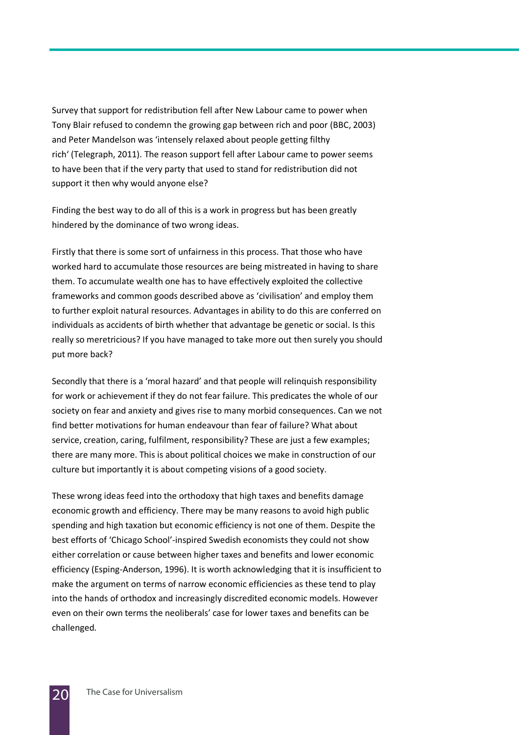Survey that support for redistribution fell after New Labour came to power when Tony Blair refused to condemn the growing gap between rich and poor (BBC, 2003) and Peter Mandelson was 'intensely relaxed about people getting filthy rich' (Telegraph, 2011). The reason support fell after Labour came to power seems to have been that if the very party that used to stand for redistribution did not support it then why would anyone else?

Finding the best way to do all of this is a work in progress but has been greatly hindered by the dominance of two wrong ideas.

Firstly that there is some sort of unfairness in this process. That those who have worked hard to accumulate those resources are being mistreated in having to share them. To accumulate wealth one has to have effectively exploited the collective frameworks and common goods described above as 'civilisation' and employ them to further exploit natural resources. Advantages in ability to do this are conferred on individuals as accidents of birth whether that advantage be genetic or social. Is this really so meretricious? If you have managed to take more out then surely you should put more back?

Secondly that there is a 'moral hazard' and that people will relinquish responsibility for work or achievement if they do not fear failure. This predicates the whole of our society on fear and anxiety and gives rise to many morbid consequences. Can we not find better motivations for human endeavour than fear of failure? What about service, creation, caring, fulfilment, responsibility? These are just a few examples; there are many more. This is about political choices we make in construction of our culture but importantly it is about competing visions of a good society.

These wrong ideas feed into the orthodoxy that high taxes and benefits damage economic growth and efficiency. There may be many reasons to avoid high public spending and high taxation but economic efficiency is not one of them. Despite the best efforts of 'Chicago School'-inspired Swedish economists they could not show either correlation or cause between higher taxes and benefits and lower economic efficiency (Esping-Anderson, 1996). It is worth acknowledging that it is insufficient to make the argument on terms of narrow economic efficiencies as these tend to play into the hands of orthodox and increasingly discredited economic models. However even on their own terms the neoliberals' case for lower taxes and benefits can be challenged.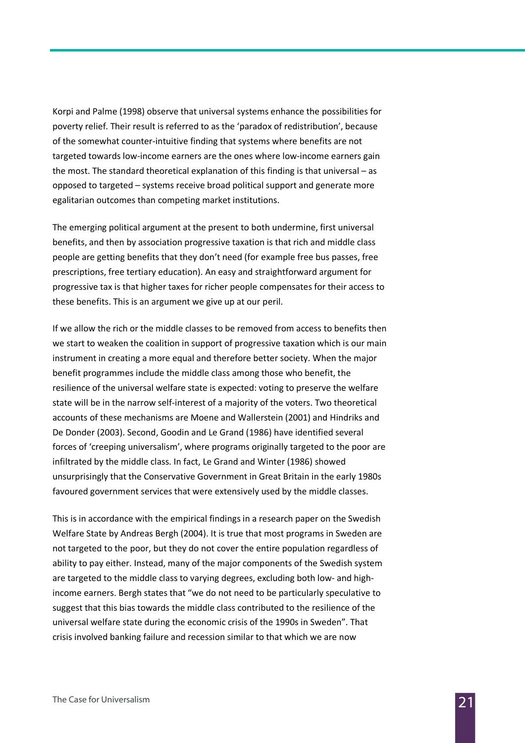Korpi and Palme (1998) observe that universal systems enhance the possibilities for poverty relief. Their result is referred to as the 'paradox of redistribution', because of the somewhat counter-intuitive finding that systems where benefits are not targeted towards low-income earners are the ones where low-income earners gain the most. The standard theoretical explanation of this finding is that universal – as opposed to targeted – systems receive broad political support and generate more egalitarian outcomes than competing market institutions.

The emerging political argument at the present to both undermine, first universal benefits, and then by association progressive taxation is that rich and middle class people are getting benefits that they don't need (for example free bus passes, free prescriptions, free tertiary education). An easy and straightforward argument for progressive tax is that higher taxes for richer people compensates for their access to these benefits. This is an argument we give up at our peril.

If we allow the rich or the middle classes to be removed from access to benefits then we start to weaken the coalition in support of progressive taxation which is our main instrument in creating a more equal and therefore better society. When the major benefit programmes include the middle class among those who benefit, the resilience of the universal welfare state is expected: voting to preserve the welfare state will be in the narrow self-interest of a majority of the voters. Two theoretical accounts of these mechanisms are Moene and Wallerstein (2001) and Hindriks and De Donder (2003). Second, Goodin and Le Grand (1986) have identified several forces of 'creeping universalism', where programs originally targeted to the poor are infiltrated by the middle class. In fact, Le Grand and Winter (1986) showed unsurprisingly that the Conservative Government in Great Britain in the early 1980s favoured government services that were extensively used by the middle classes.

This is in accordance with the empirical findings in a research paper on the Swedish Welfare State by Andreas Bergh (2004). It is true that most programs in Sweden are not targeted to the poor, but they do not cover the entire population regardless of ability to pay either. Instead, many of the major components of the Swedish system are targeted to the middle class to varying degrees, excluding both low- and high-income earners. Bergh states that "we do not need to be particularly speculative to suggest that this bias towards the middle class contributed to the resilience of the universal welfare state during the economic crisis of the 1990s in Sweden". That crisis involved banking failure and recession similar to that which we are now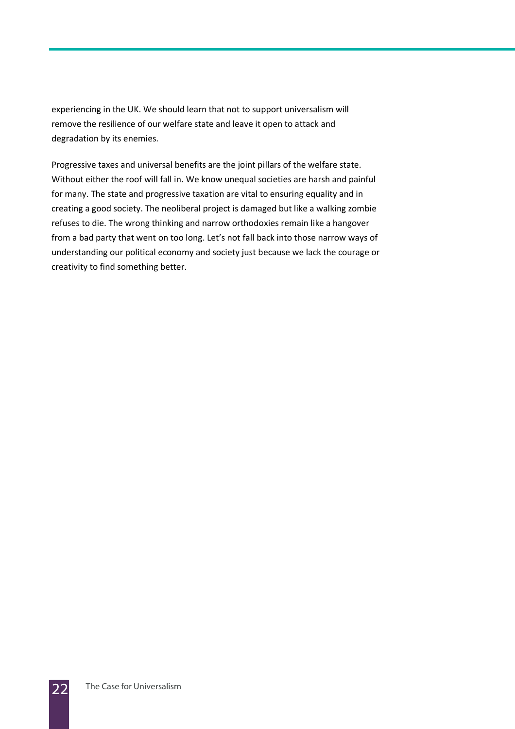experiencing in the UK. We should learn that not to support universalism will remove the resilience of our welfare state and leave it open to attack and degradation by its enemies.

Progressive taxes and universal benefits are the joint pillars of the welfare state. Without either the roof will fall in. We know unequal societies are harsh and painful for many. The state and progressive taxation are vital to ensuring equality and in creating a good society. The neoliberal project is damaged but like a walking zombie refuses to die. The wrong thinking and narrow orthodoxies remain like a hangover from a bad party that went on too long. Let's not fall back into those narrow ways of understanding our political economy and society just because we lack the courage or creativity to find something better.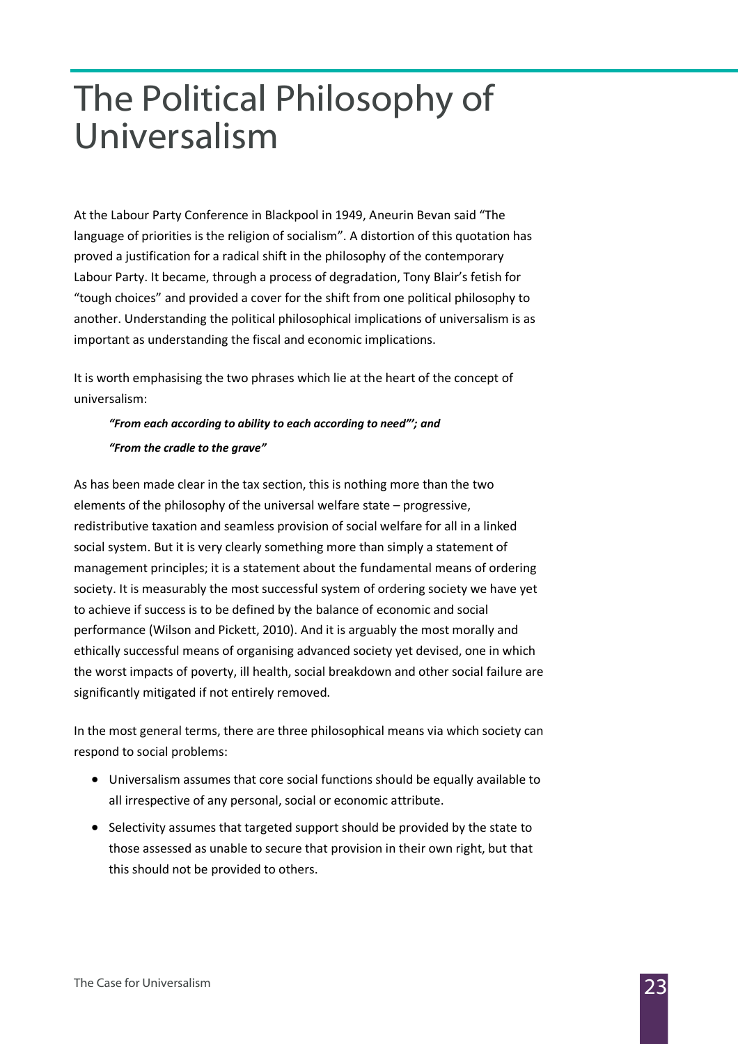# The Political Philosophy of Universalism

At the Labour Party Conference in Blackpool in 1949, Aneurin Bevan said "The language of priorities is the religion of socialism". A distortion of this quotation has proved a justification for a radical shift in the philosophy of the contemporary Labour Party. It became, through a process of degradation, Tony Blair's fetish for "tough choices" and provided a cover for the shift from one political philosophy to another. Understanding the political philosophical implications of universalism is as important as understanding the fiscal and economic implications.

It is worth emphasising the two phrases which lie at the heart of the concept of universalism:

> ***"From each according to ability to each according to need"'; and***
>
> ***"From the cradle to the grave"***

As has been made clear in the tax section, this is nothing more than the two elements of the philosophy of the universal welfare state – progressive, redistributive taxation and seamless provision of social welfare for all in a linked social system. But it is very clearly something more than simply a statement of management principles; it is a statement about the fundamental means of ordering society. It is measurably the most successful system of ordering society we have yet to achieve if success is to be defined by the balance of economic and social performance (Wilson and Pickett, 2010). And it is arguably the most morally and ethically successful means of organising advanced society yet devised, one in which the worst impacts of poverty, ill health, social breakdown and other social failure are significantly mitigated if not entirely removed.

In the most general terms, there are three philosophical means via which society can respond to social problems:

- Universalism assumes that core social functions should be equally available to all irrespective of any personal, social or economic attribute.
- Selectivity assumes that targeted support should be provided by the state to those assessed as unable to secure that provision in their own right, but that this should not be provided to others.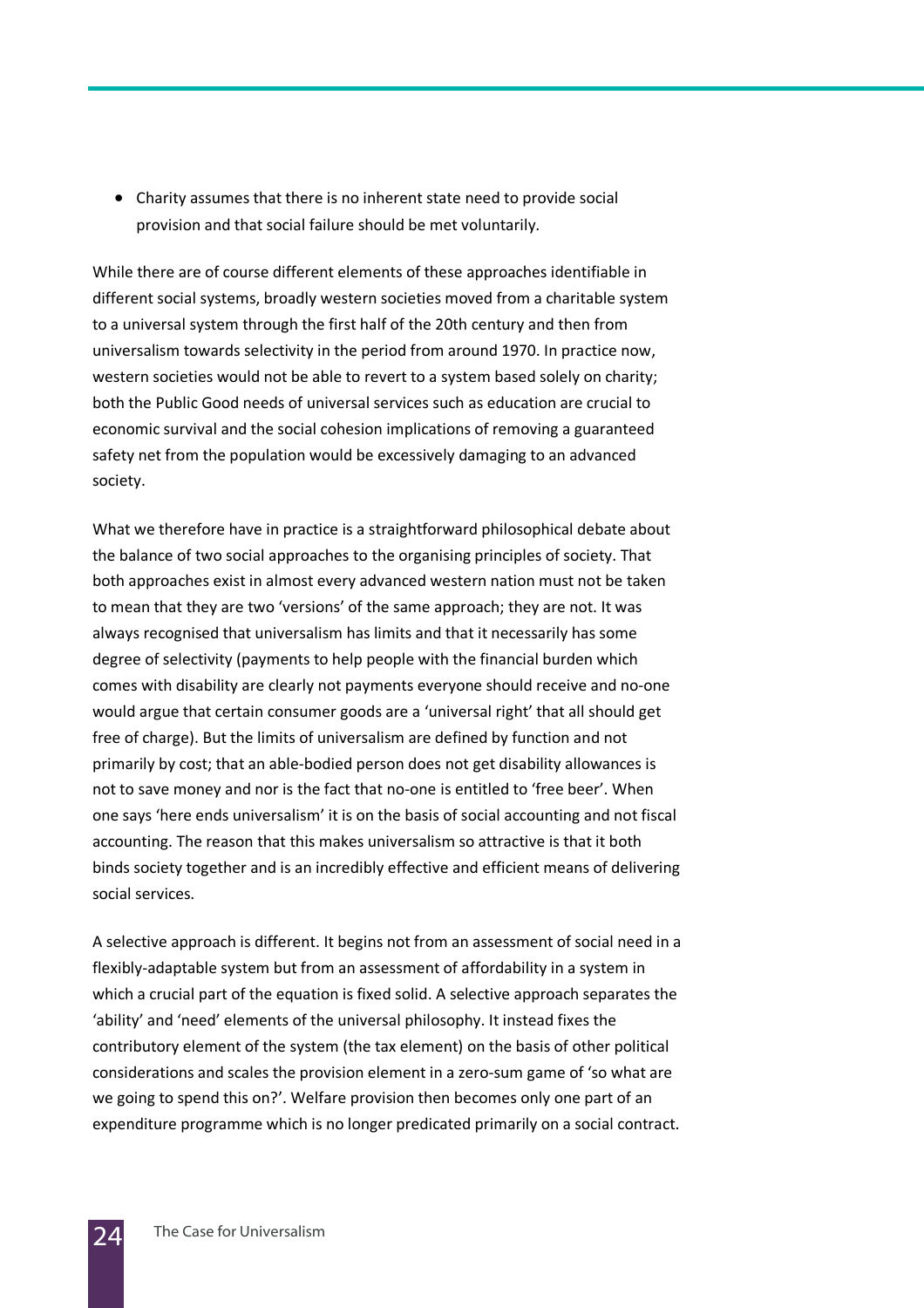- Charity assumes that there is no inherent state need to provide social provision and that social failure should be met voluntarily.

While there are of course different elements of these approaches identifiable in different social systems, broadly western societies moved from a charitable system to a universal system through the first half of the 20th century and then from universalism towards selectivity in the period from around 1970. In practice now, western societies would not be able to revert to a system based solely on charity; both the Public Good needs of universal services such as education are crucial to economic survival and the social cohesion implications of removing a guaranteed safety net from the population would be excessively damaging to an advanced society.

What we therefore have in practice is a straightforward philosophical debate about the balance of two social approaches to the organising principles of society. That both approaches exist in almost every advanced western nation must not be taken to mean that they are two 'versions' of the same approach; they are not. It was always recognised that universalism has limits and that it necessarily has some degree of selectivity (payments to help people with the financial burden which comes with disability are clearly not payments everyone should receive and no-one would argue that certain consumer goods are a 'universal right' that all should get free of charge). But the limits of universalism are defined by function and not primarily by cost; that an able-bodied person does not get disability allowances is not to save money and nor is the fact that no-one is entitled to 'free beer'. When one says 'here ends universalism' it is on the basis of social accounting and not fiscal accounting. The reason that this makes universalism so attractive is that it both binds society together and is an incredibly effective and efficient means of delivering social services.

A selective approach is different. It begins not from an assessment of social need in a flexibly-adaptable system but from an assessment of affordability in a system in which a crucial part of the equation is fixed solid. A selective approach separates the 'ability' and 'need' elements of the universal philosophy. It instead fixes the contributory element of the system (the tax element) on the basis of other political considerations and scales the provision element in a zero-sum game of 'so what are we going to spend this on?'. Welfare provision then becomes only one part of an expenditure programme which is no longer predicated primarily on a social contract.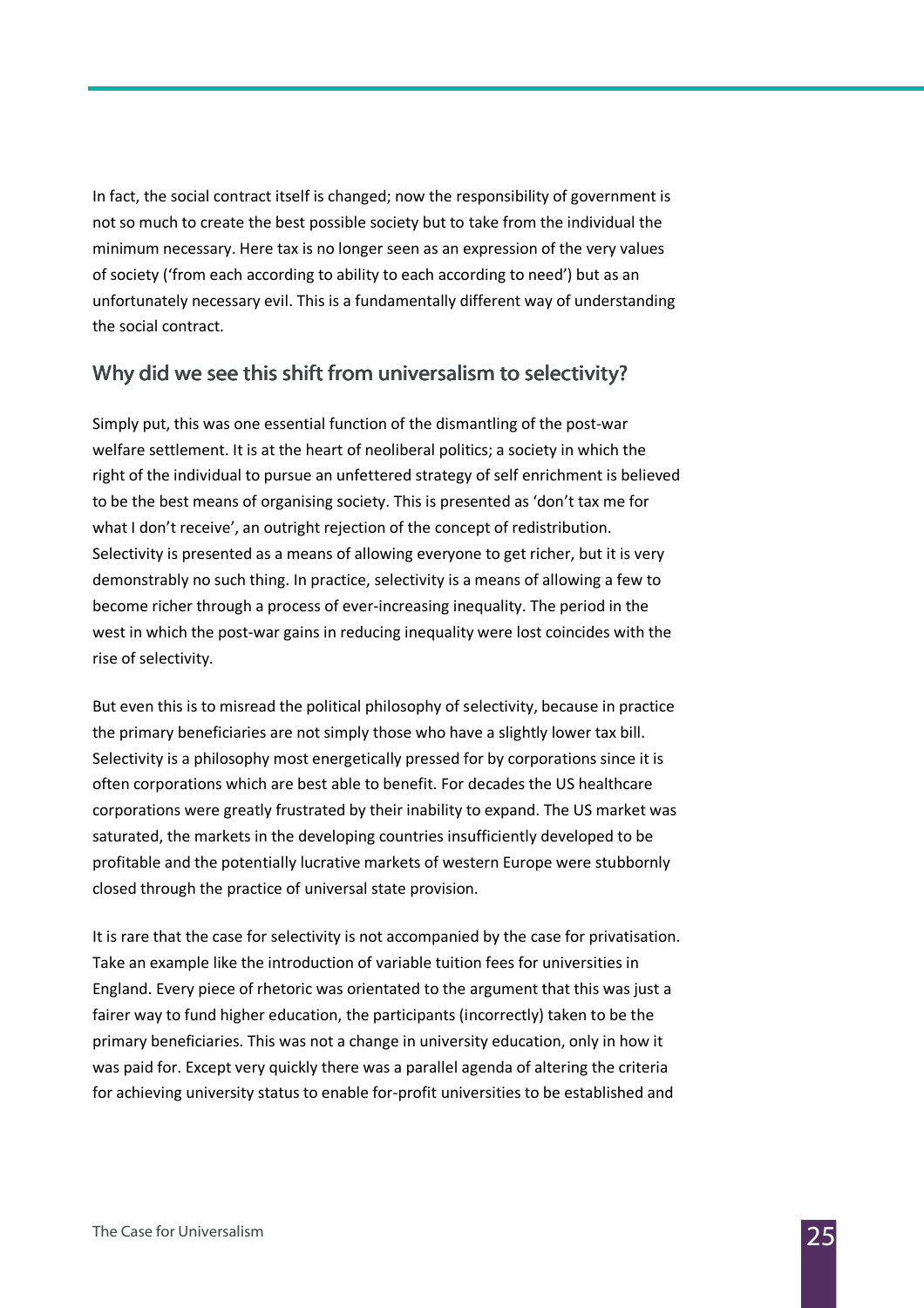In fact, the social contract itself is changed; now the responsibility of government is not so much to create the best possible society but to take from the individual the minimum necessary. Here tax is no longer seen as an expression of the very values of society ('from each according to ability to each according to need') but as an unfortunately necessary evil. This is a fundamentally different way of understanding the social contract.

## Why did we see this shift from universalism to selectivity?

Simply put, this was one essential function of the dismantling of the post-war welfare settlement. It is at the heart of neoliberal politics; a society in which the right of the individual to pursue an unfettered strategy of self enrichment is believed to be the best means of organising society. This is presented as 'don't tax me for what I don't receive', an outright rejection of the concept of redistribution. Selectivity is presented as a means of allowing everyone to get richer, but it is very demonstrably no such thing. In practice, selectivity is a means of allowing a few to become richer through a process of ever-increasing inequality. The period in the west in which the post-war gains in reducing inequality were lost coincides with the rise of selectivity.

But even this is to misread the political philosophy of selectivity, because in practice the primary beneficiaries are not simply those who have a slightly lower tax bill. Selectivity is a philosophy most energetically pressed for by corporations since it is often corporations which are best able to benefit. For decades the US healthcare corporations were greatly frustrated by their inability to expand. The US market was saturated, the markets in the developing countries insufficiently developed to be profitable and the potentially lucrative markets of western Europe were stubbornly closed through the practice of universal state provision.

It is rare that the case for selectivity is not accompanied by the case for privatisation. Take an example like the introduction of variable tuition fees for universities in England. Every piece of rhetoric was orientated to the argument that this was just a fairer way to fund higher education, the participants (incorrectly) taken to be the primary beneficiaries. This was not a change in university education, only in how it was paid for. Except very quickly there was a parallel agenda of altering the criteria for achieving university status to enable for-profit universities to be established and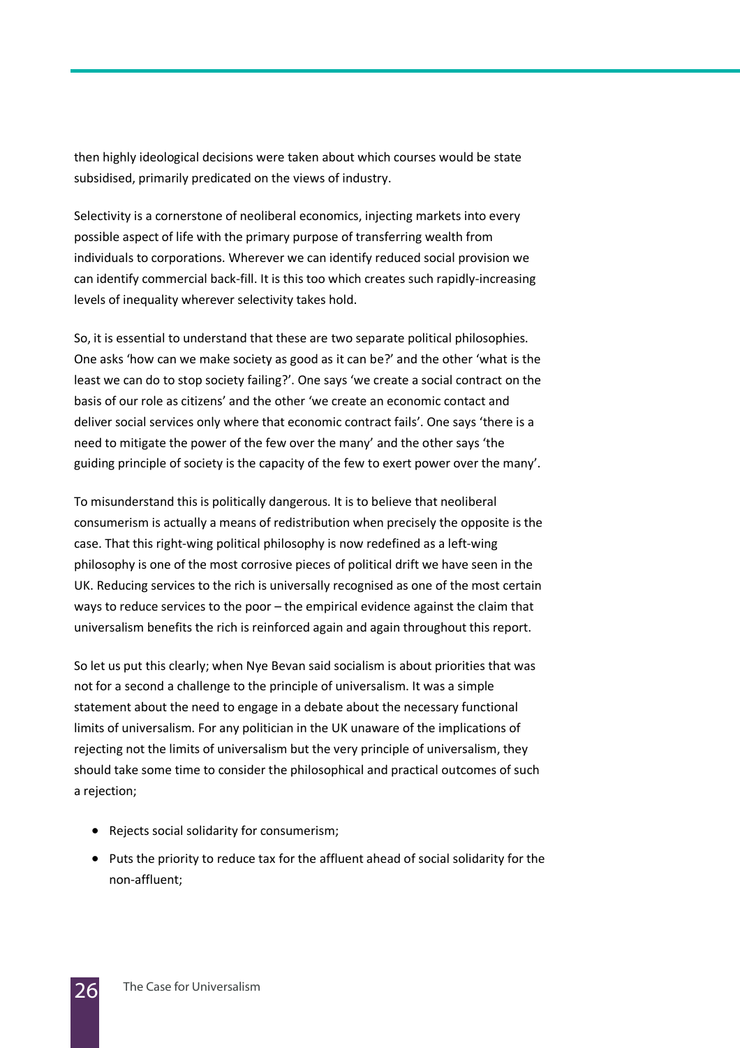then highly ideological decisions were taken about which courses would be state subsidised, primarily predicated on the views of industry.

Selectivity is a cornerstone of neoliberal economics, injecting markets into every possible aspect of life with the primary purpose of transferring wealth from individuals to corporations. Wherever we can identify reduced social provision we can identify commercial back-fill. It is this too which creates such rapidly-increasing levels of inequality wherever selectivity takes hold.

So, it is essential to understand that these are two separate political philosophies. One asks 'how can we make society as good as it can be?' and the other 'what is the least we can do to stop society failing?'. One says 'we create a social contract on the basis of our role as citizens' and the other 'we create an economic contact and deliver social services only where that economic contract fails'. One says 'there is a need to mitigate the power of the few over the many' and the other says 'the guiding principle of society is the capacity of the few to exert power over the many'.

To misunderstand this is politically dangerous. It is to believe that neoliberal consumerism is actually a means of redistribution when precisely the opposite is the case. That this right-wing political philosophy is now redefined as a left-wing philosophy is one of the most corrosive pieces of political drift we have seen in the UK. Reducing services to the rich is universally recognised as one of the most certain ways to reduce services to the poor – the empirical evidence against the claim that universalism benefits the rich is reinforced again and again throughout this report.

So let us put this clearly; when Nye Bevan said socialism is about priorities that was not for a second a challenge to the principle of universalism. It was a simple statement about the need to engage in a debate about the necessary functional limits of universalism. For any politician in the UK unaware of the implications of rejecting not the limits of universalism but the very principle of universalism, they should take some time to consider the philosophical and practical outcomes of such a rejection;

- Rejects social solidarity for consumerism;
- Puts the priority to reduce tax for the affluent ahead of social solidarity for the non-affluent;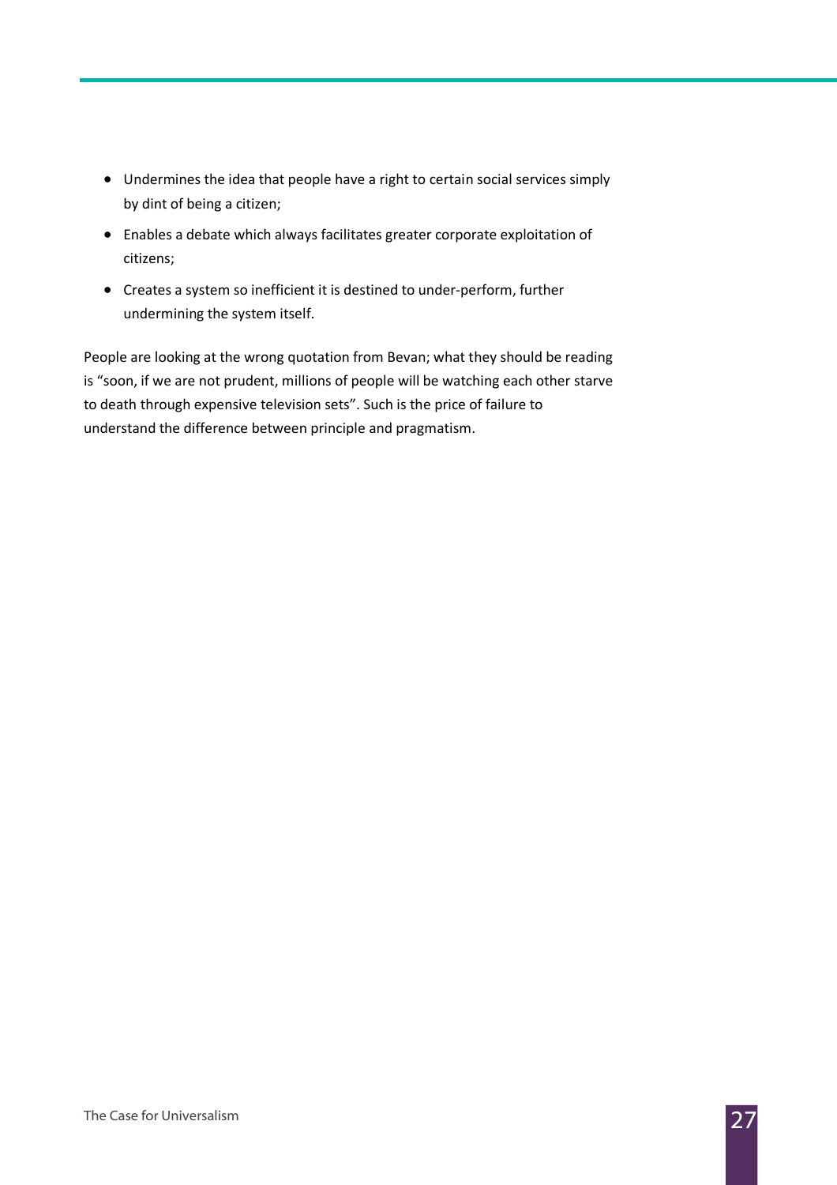- Undermines the idea that people have a right to certain social services simply by dint of being a citizen;
- Enables a debate which always facilitates greater corporate exploitation of citizens;
- Creates a system so inefficient it is destined to under-perform, further undermining the system itself.

People are looking at the wrong quotation from Bevan; what they should be reading is "soon, if we are not prudent, millions of people will be watching each other starve to death through expensive television sets". Such is the price of failure to understand the difference between principle and pragmatism.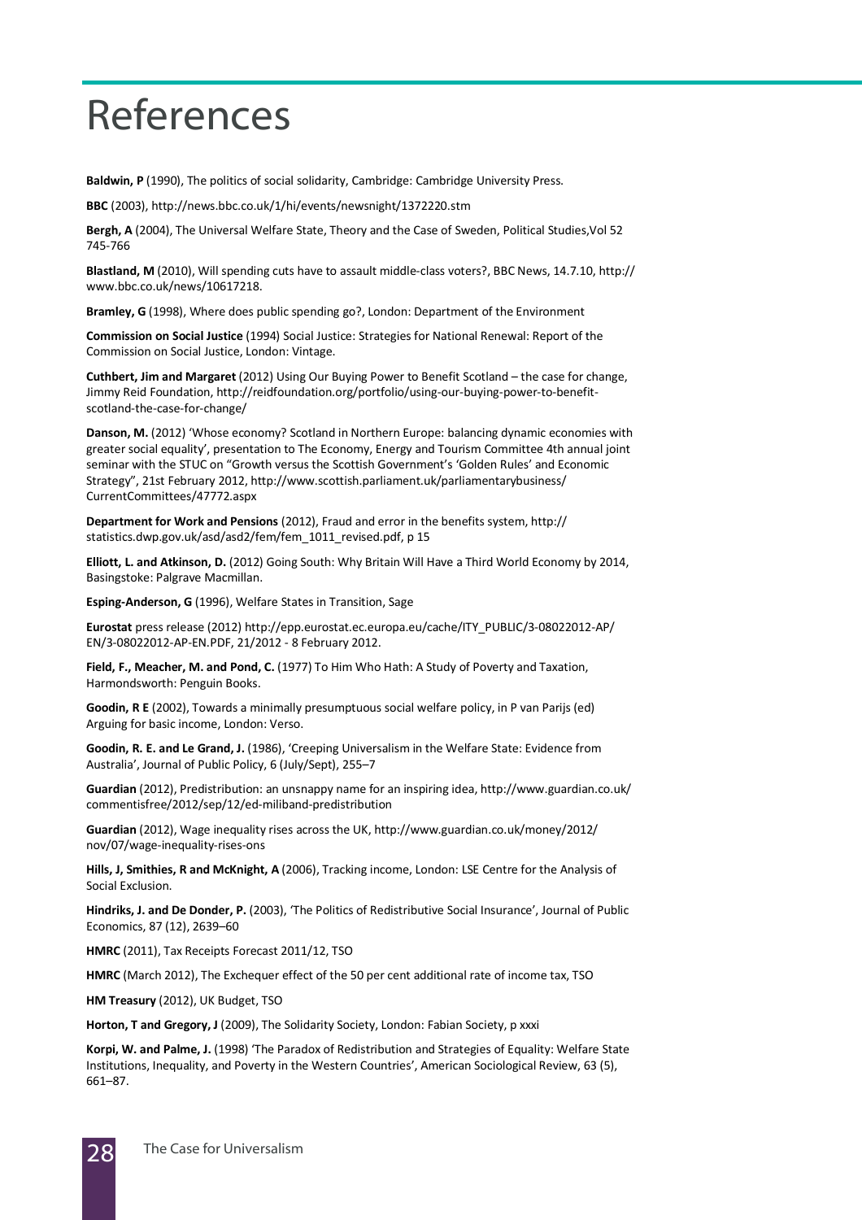# References

**Baldwin, P** (1990), The politics of social solidarity, Cambridge: Cambridge University Press.

**BBC** (2003), http://news.bbc.co.uk/1/hi/events/newsnight/1372220.stm

**Bergh, A** (2004), The Universal Welfare State, Theory and the Case of Sweden, Political Studies,Vol 52 745-766

**Blastland, M** (2010), Will spending cuts have to assault middle-class voters?, BBC News, 14.7.10, http://www.bbc.co.uk/news/10617218.

**Bramley, G** (1998), Where does public spending go?, London: Department of the Environment

**Commission on Social Justice** (1994) Social Justice: Strategies for National Renewal: Report of the Commission on Social Justice, London: Vintage.

**Cuthbert, Jim and Margaret** (2012) Using Our Buying Power to Benefit Scotland – the case for change, Jimmy Reid Foundation, http://reidfoundation.org/portfolio/using-our-buying-power-to-benefit-scotland-the-case-for-change/

**Danson, M.** (2012) 'Whose economy? Scotland in Northern Europe: balancing dynamic economies with greater social equality', presentation to The Economy, Energy and Tourism Committee 4th annual joint seminar with the STUC on "Growth versus the Scottish Government's 'Golden Rules' and Economic Strategy", 21st February 2012, http://www.scottish.parliament.uk/parliamentarybusiness/CurrentCommittees/47772.aspx

**Department for Work and Pensions** (2012), Fraud and error in the benefits system, http://statistics.dwp.gov.uk/asd/asd2/fem/fem_1011_revised.pdf, p 15

**Elliott, L. and Atkinson, D.** (2012) Going South: Why Britain Will Have a Third World Economy by 2014, Basingstoke: Palgrave Macmillan.

**Esping-Anderson, G** (1996), Welfare States in Transition, Sage

**Eurostat** press release (2012) http://epp.eurostat.ec.europa.eu/cache/ITY_PUBLIC/3-08022012-AP/EN/3-08022012-AP-EN.PDF, 21/2012 - 8 February 2012.

**Field, F., Meacher, M. and Pond, C.** (1977) To Him Who Hath: A Study of Poverty and Taxation, Harmondsworth: Penguin Books.

**Goodin, R E** (2002), Towards a minimally presumptuous social welfare policy, in P van Parijs (ed) Arguing for basic income, London: Verso.

**Goodin, R. E. and Le Grand, J.** (1986), 'Creeping Universalism in the Welfare State: Evidence from Australia', Journal of Public Policy, 6 (July/Sept), 255–7

**Guardian** (2012), Predistribution: an unsnappy name for an inspiring idea, http://www.guardian.co.uk/commentisfree/2012/sep/12/ed-miliband-predistribution

**Guardian** (2012), Wage inequality rises across the UK, http://www.guardian.co.uk/money/2012/nov/07/wage-inequality-rises-ons

**Hills, J, Smithies, R and McKnight, A** (2006), Tracking income, London: LSE Centre for the Analysis of Social Exclusion.

**Hindriks, J. and De Donder, P.** (2003), 'The Politics of Redistributive Social Insurance', Journal of Public Economics, 87 (12), 2639–60

**HMRC** (2011), Tax Receipts Forecast 2011/12, TSO

**HMRC** (March 2012), The Exchequer effect of the 50 per cent additional rate of income tax, TSO

**HM Treasury** (2012), UK Budget, TSO

**Horton, T and Gregory, J** (2009), The Solidarity Society, London: Fabian Society, p xxxi

**Korpi, W. and Palme, J.** (1998) 'The Paradox of Redistribution and Strategies of Equality: Welfare State Institutions, Inequality, and Poverty in the Western Countries', American Sociological Review, 63 (5), 661–87.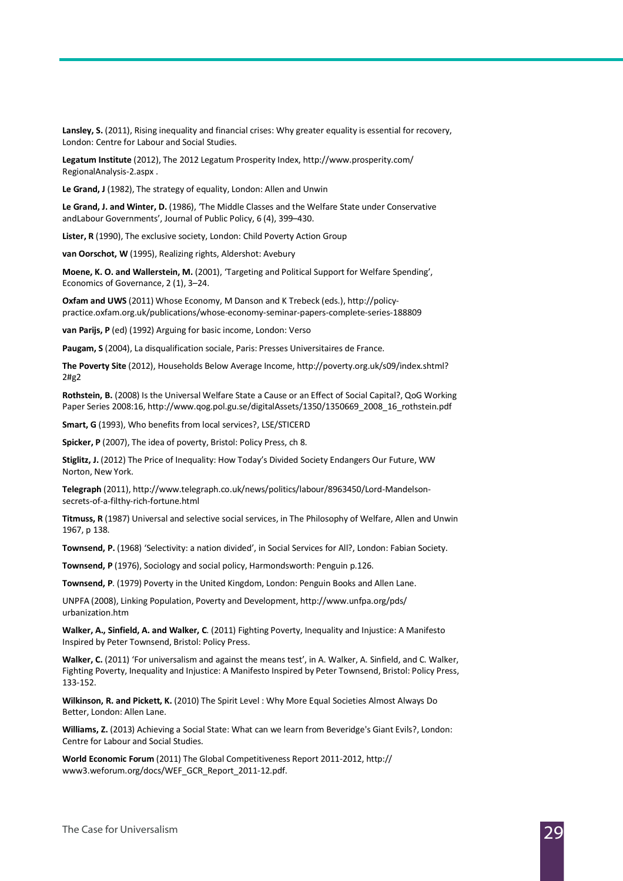**Lansley, S.** (2011), Rising inequality and financial crises: Why greater equality is essential for recovery, London: Centre for Labour and Social Studies.

**Legatum Institute** (2012), The 2012 Legatum Prosperity Index, http://www.prosperity.com/RegionalAnalysis-2.aspx .

**Le Grand, J** (1982), The strategy of equality, London: Allen and Unwin

**Le Grand, J. and Winter, D.** (1986), 'The Middle Classes and the Welfare State under Conservative andLabour Governments', Journal of Public Policy, 6 (4), 399–430.

**Lister, R** (1990), The exclusive society, London: Child Poverty Action Group

**van Oorschot, W** (1995), Realizing rights, Aldershot: Avebury

**Moene, K. O. and Wallerstein, M.** (2001), 'Targeting and Political Support for Welfare Spending', Economics of Governance, 2 (1), 3–24.

**Oxfam and UWS** (2011) Whose Economy, M Danson and K Trebeck (eds.), http://policy-practice.oxfam.org.uk/publications/whose-economy-seminar-papers-complete-series-188809

**van Parijs, P** (ed) (1992) Arguing for basic income, London: Verso

**Paugam, S** (2004), La disqualification sociale, Paris: Presses Universitaires de France.

**The Poverty Site** (2012), Households Below Average Income, http://poverty.org.uk/s09/index.shtml?2#g2

**Rothstein, B.** (2008) Is the Universal Welfare State a Cause or an Effect of Social Capital?, QoG Working Paper Series 2008:16, http://www.qog.pol.gu.se/digitalAssets/1350/1350669_2008_16_rothstein.pdf

**Smart, G** (1993), Who benefits from local services?, LSE/STICERD

**Spicker, P** (2007), The idea of poverty, Bristol: Policy Press, ch 8.

**Stiglitz, J.** (2012) The Price of Inequality: How Today's Divided Society Endangers Our Future, WW Norton, New York.

**Telegraph** (2011), http://www.telegraph.co.uk/news/politics/labour/8963450/Lord-Mandelson-secrets-of-a-filthy-rich-fortune.html

**Titmuss, R** (1987) Universal and selective social services, in The Philosophy of Welfare, Allen and Unwin 1967, p 138.

**Townsend, P.** (1968) 'Selectivity: a nation divided', in Social Services for All?, London: Fabian Society.

**Townsend, P** (1976), Sociology and social policy, Harmondsworth: Penguin p.126.

**Townsend, P**. (1979) Poverty in the United Kingdom, London: Penguin Books and Allen Lane.

UNPFA (2008), Linking Population, Poverty and Development, http://www.unfpa.org/pds/urbanization.htm

**Walker, A., Sinfield, A. and Walker, C**. (2011) Fighting Poverty, Inequality and Injustice: A Manifesto Inspired by Peter Townsend, Bristol: Policy Press.

**Walker, C.** (2011) 'For universalism and against the means test', in A. Walker, A. Sinfield, and C. Walker, Fighting Poverty, Inequality and Injustice: A Manifesto Inspired by Peter Townsend, Bristol: Policy Press, 133-152.

**Wilkinson, R. and Pickett, K.** (2010) The Spirit Level : Why More Equal Societies Almost Always Do Better, London: Allen Lane.

**Williams, Z.** (2013) Achieving a Social State: What can we learn from Beveridge's Giant Evils?, London: Centre for Labour and Social Studies.

**World Economic Forum** (2011) The Global Competitiveness Report 2011-2012, http://www3.weforum.org/docs/WEF_GCR_Report_2011-12.pdf.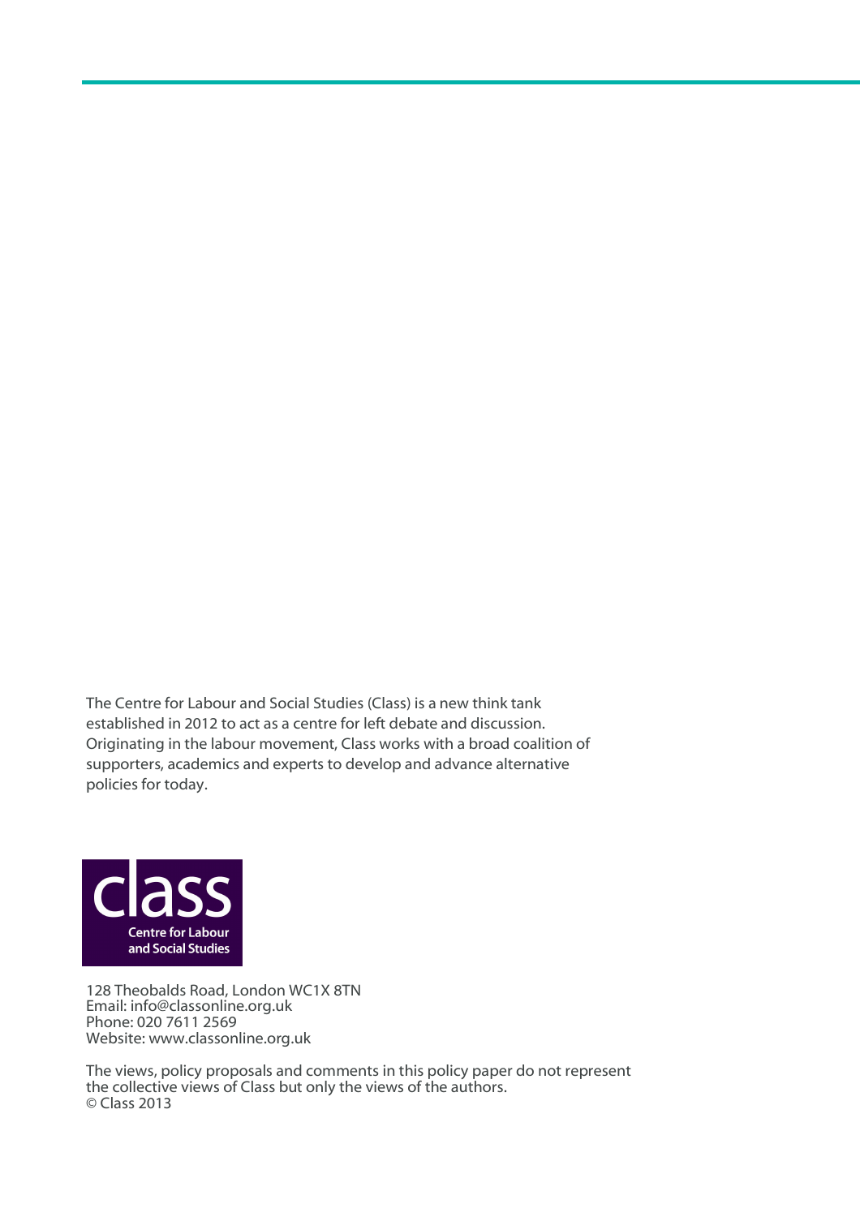The Centre for Labour and Social Studies (Class) is a new think tank established in 2012 to act as a centre for left debate and discussion. Originating in the labour movement, Class works with a broad coalition of supporters, academics and experts to develop and advance alternative policies for today.

class
Centre for Labour and Social Studies

128 Theobalds Road, London WC1X 8TN
Email: info@classonline.org.uk
Phone: 020 7611 2569
Website: www.classonline.org.uk

The views, policy proposals and comments in this policy paper do not represent the collective views of Class but only the views of the authors.
© Class 2013